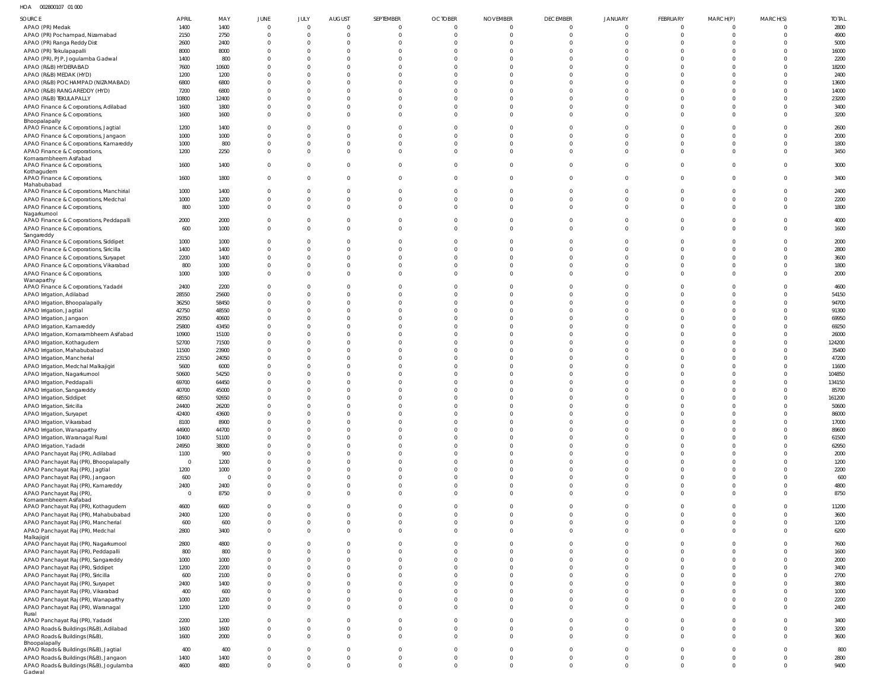HOA 002800107 01 000

| SOURCE | APRIL | MAY | JUNE | JULY | AUGUST | SEPTEMBER | OCTOBER | NOVEMBER | DECEMBER | JANUARY | FEBRUARY | MARCH(P) | MARCH(S) | TOTAL |
|---|---|---|---|---|---|---|---|---|---|---|---|---|---|---|
| APAO (PR) Medak | 1400 | 1400 | 0 | 0 | 0 | 0 | 0 | 0 | 0 | 0 | 0 | 0 | 0 | 2800 |
| APAO (PR) Pochampad, Nizamabad | 2150 | 2750 | 0 | 0 | 0 | 0 | 0 | 0 | 0 | 0 | 0 | 0 | 0 | 4900 |
| APAO (PR) Ranga Reddy Dist | 2600 | 2400 | 0 | 0 | 0 | 0 | 0 | 0 | 0 | 0 | 0 | 0 | 0 | 5000 |
| APAO (PR) Tekulapapalli | 8000 | 8000 | 0 | 0 | 0 | 0 | 0 | 0 | 0 | 0 | 0 | 0 | 0 | 16000 |
| APAO (PR), PJP, Jogulamba Gadwal | 1400 | 800 | 0 | 0 | 0 | 0 | 0 | 0 | 0 | 0 | 0 | 0 | 0 | 2200 |
| APAO (R&B) HYDERABAD | 7600 | 10600 | 0 | 0 | 0 | 0 | 0 | 0 | 0 | 0 | 0 | 0 | 0 | 18200 |
| APAO (R&B) MEDAK (HYD) | 1200 | 1200 | 0 | 0 | 0 | 0 | 0 | 0 | 0 | 0 | 0 | 0 | 0 | 2400 |
| APAO (R&B) POCHAMPAD (NIZAMABAD) | 6800 | 6800 | 0 | 0 | 0 | 0 | 0 | 0 | 0 | 0 | 0 | 0 | 0 | 13600 |
| APAO (R&B) RANGAREDDY (HYD) | 7200 | 6800 | 0 | 0 | 0 | 0 | 0 | 0 | 0 | 0 | 0 | 0 | 0 | 14000 |
| APAO (R&B) TEKULAPALLY | 10800 | 12400 | 0 | 0 | 0 | 0 | 0 | 0 | 0 | 0 | 0 | 0 | 0 | 23200 |
| APAO Finance & Corporations, Adilabad | 1600 | 1800 | 0 | 0 | 0 | 0 | 0 | 0 | 0 | 0 | 0 | 0 | 0 | 3400 |
| APAO Finance & Corporations, Bhoopalapally | 1600 | 1600 | 0 | 0 | 0 | 0 | 0 | 0 | 0 | 0 | 0 | 0 | 0 | 3200 |
| APAO Finance & Corporations, Jagtial | 1200 | 1400 | 0 | 0 | 0 | 0 | 0 | 0 | 0 | 0 | 0 | 0 | 0 | 2600 |
| APAO Finance & Corporations, Jangaon | 1000 | 1000 | 0 | 0 | 0 | 0 | 0 | 0 | 0 | 0 | 0 | 0 | 0 | 2000 |
| APAO Finance & Corporations, Kamareddy | 1000 | 800 | 0 | 0 | 0 | 0 | 0 | 0 | 0 | 0 | 0 | 0 | 0 | 1800 |
| APAO Finance & Corporations, Komarambheem Asifabad | 1200 | 2250 | 0 | 0 | 0 | 0 | 0 | 0 | 0 | 0 | 0 | 0 | 0 | 3450 |
| APAO Finance & Corporations, Kothagudem | 1600 | 1400 | 0 | 0 | 0 | 0 | 0 | 0 | 0 | 0 | 0 | 0 | 0 | 3000 |
| APAO Finance & Corporations, Mahabubabad | 1600 | 1800 | 0 | 0 | 0 | 0 | 0 | 0 | 0 | 0 | 0 | 0 | 0 | 3400 |
| APAO Finance & Corporations, Manchirial | 1000 | 1400 | 0 | 0 | 0 | 0 | 0 | 0 | 0 | 0 | 0 | 0 | 0 | 2400 |
| APAO Finance & Corporations, Medchal | 1000 | 1200 | 0 | 0 | 0 | 0 | 0 | 0 | 0 | 0 | 0 | 0 | 0 | 2200 |
| APAO Finance & Corporations, Nagarkurnool | 800 | 1000 | 0 | 0 | 0 | 0 | 0 | 0 | 0 | 0 | 0 | 0 | 0 | 1800 |
| APAO Finance & Corporations, Peddapalli | 2000 | 2000 | 0 | 0 | 0 | 0 | 0 | 0 | 0 | 0 | 0 | 0 | 0 | 4000 |
| APAO Finance & Corporations, Sangareddy | 600 | 1000 | 0 | 0 | 0 | 0 | 0 | 0 | 0 | 0 | 0 | 0 | 0 | 1600 |
| APAO Finance & Corporations, Siddipet | 1000 | 1000 | 0 | 0 | 0 | 0 | 0 | 0 | 0 | 0 | 0 | 0 | 0 | 2000 |
| APAO Finance & Corporations, Siricilla | 1400 | 1400 | 0 | 0 | 0 | 0 | 0 | 0 | 0 | 0 | 0 | 0 | 0 | 2800 |
| APAO Finance & Corporations, Suryapet | 2200 | 1400 | 0 | 0 | 0 | 0 | 0 | 0 | 0 | 0 | 0 | 0 | 0 | 3600 |
| APAO Finance & Corporations, Vikarabad | 800 | 1000 | 0 | 0 | 0 | 0 | 0 | 0 | 0 | 0 | 0 | 0 | 0 | 1800 |
| APAO Finance & Corporations, Wanaparthy | 1000 | 1000 | 0 | 0 | 0 | 0 | 0 | 0 | 0 | 0 | 0 | 0 | 0 | 2000 |
| APAO Finance & Corporations, Yadadri | 2400 | 2200 | 0 | 0 | 0 | 0 | 0 | 0 | 0 | 0 | 0 | 0 | 0 | 4600 |
| APAO Irrigation, Adilabad | 28550 | 25600 | 0 | 0 | 0 | 0 | 0 | 0 | 0 | 0 | 0 | 0 | 0 | 54150 |
| APAO Irrigation, Bhoopalapally | 36250 | 58450 | 0 | 0 | 0 | 0 | 0 | 0 | 0 | 0 | 0 | 0 | 0 | 94700 |
| APAO Irrigation, Jagtial | 42750 | 48550 | 0 | 0 | 0 | 0 | 0 | 0 | 0 | 0 | 0 | 0 | 0 | 91300 |
| APAO Irrigation, Jangaon | 29350 | 40600 | 0 | 0 | 0 | 0 | 0 | 0 | 0 | 0 | 0 | 0 | 0 | 69950 |
| APAO Irrigation, Kamareddy | 25800 | 43450 | 0 | 0 | 0 | 0 | 0 | 0 | 0 | 0 | 0 | 0 | 0 | 69250 |
| APAO Irrigation, Komarambheem Asifabad | 10900 | 15100 | 0 | 0 | 0 | 0 | 0 | 0 | 0 | 0 | 0 | 0 | 0 | 26000 |
| APAO Irrigation, Kothagudem | 52700 | 71500 | 0 | 0 | 0 | 0 | 0 | 0 | 0 | 0 | 0 | 0 | 0 | 124200 |
| APAO Irrigation, Mahabubabad | 11500 | 23900 | 0 | 0 | 0 | 0 | 0 | 0 | 0 | 0 | 0 | 0 | 0 | 35400 |
| APAO Irrigation, Mancherial | 23150 | 24050 | 0 | 0 | 0 | 0 | 0 | 0 | 0 | 0 | 0 | 0 | 0 | 47200 |
| APAO Irrigation, Medchal Malkajigiri | 5600 | 6000 | 0 | 0 | 0 | 0 | 0 | 0 | 0 | 0 | 0 | 0 | 0 | 11600 |
| APAO Irrigation, Nagarkurnool | 50600 | 54250 | 0 | 0 | 0 | 0 | 0 | 0 | 0 | 0 | 0 | 0 | 0 | 104850 |
| APAO Irrigation, Peddapalli | 69700 | 64450 | 0 | 0 | 0 | 0 | 0 | 0 | 0 | 0 | 0 | 0 | 0 | 134150 |
| APAO Irrigation, Sangareddy | 40700 | 45000 | 0 | 0 | 0 | 0 | 0 | 0 | 0 | 0 | 0 | 0 | 0 | 85700 |
| APAO Irrigation, Siddipet | 68550 | 92650 | 0 | 0 | 0 | 0 | 0 | 0 | 0 | 0 | 0 | 0 | 0 | 161200 |
| APAO Irrigation, Siricilla | 24400 | 26200 | 0 | 0 | 0 | 0 | 0 | 0 | 0 | 0 | 0 | 0 | 0 | 50600 |
| APAO Irrigation, Suryapet | 42400 | 43600 | 0 | 0 | 0 | 0 | 0 | 0 | 0 | 0 | 0 | 0 | 0 | 86000 |
| APAO Irrigation, Vikarabad | 8100 | 8900 | 0 | 0 | 0 | 0 | 0 | 0 | 0 | 0 | 0 | 0 | 0 | 17000 |
| APAO Irrigation, Wanaparthy | 44900 | 44700 | 0 | 0 | 0 | 0 | 0 | 0 | 0 | 0 | 0 | 0 | 0 | 89600 |
| APAO Irrigation, Waranagal Rural | 10400 | 51100 | 0 | 0 | 0 | 0 | 0 | 0 | 0 | 0 | 0 | 0 | 0 | 61500 |
| APAO Irrigation, Yadadri | 24950 | 38000 | 0 | 0 | 0 | 0 | 0 | 0 | 0 | 0 | 0 | 0 | 0 | 62950 |
| APAO Panchayat Raj (PR), Adilabad | 1100 | 900 | 0 | 0 | 0 | 0 | 0 | 0 | 0 | 0 | 0 | 0 | 0 | 2000 |
| APAO Panchayat Raj (PR), Bhoopalapally | 0 | 1200 | 0 | 0 | 0 | 0 | 0 | 0 | 0 | 0 | 0 | 0 | 0 | 1200 |
| APAO Panchayat Raj (PR), Jagtial | 1200 | 1000 | 0 | 0 | 0 | 0 | 0 | 0 | 0 | 0 | 0 | 0 | 0 | 2200 |
| APAO Panchayat Raj (PR), Jangaon | 600 | 0 | 0 | 0 | 0 | 0 | 0 | 0 | 0 | 0 | 0 | 0 | 0 | 600 |
| APAO Panchayat Raj (PR), Kamareddy | 2400 | 2400 | 0 | 0 | 0 | 0 | 0 | 0 | 0 | 0 | 0 | 0 | 0 | 4800 |
| APAO Panchayat Raj (PR), Komarambheem Asifabad | 0 | 8750 | 0 | 0 | 0 | 0 | 0 | 0 | 0 | 0 | 0 | 0 | 0 | 8750 |
| APAO Panchayat Raj (PR), Kothagudem | 4600 | 6600 | 0 | 0 | 0 | 0 | 0 | 0 | 0 | 0 | 0 | 0 | 0 | 11200 |
| APAO Panchayat Raj (PR), Mahabubabad | 2400 | 1200 | 0 | 0 | 0 | 0 | 0 | 0 | 0 | 0 | 0 | 0 | 0 | 3600 |
| APAO Panchayat Raj (PR), Mancherial | 600 | 600 | 0 | 0 | 0 | 0 | 0 | 0 | 0 | 0 | 0 | 0 | 0 | 1200 |
| APAO Panchayat Raj (PR), Medchal Malkajigiri | 2800 | 3400 | 0 | 0 | 0 | 0 | 0 | 0 | 0 | 0 | 0 | 0 | 0 | 6200 |
| APAO Panchayat Raj (PR), Nagarkurnool | 2800 | 4800 | 0 | 0 | 0 | 0 | 0 | 0 | 0 | 0 | 0 | 0 | 0 | 7600 |
| APAO Panchayat Raj (PR), Peddapalli | 800 | 800 | 0 | 0 | 0 | 0 | 0 | 0 | 0 | 0 | 0 | 0 | 0 | 1600 |
| APAO Panchayat Raj (PR), Sangareddy | 1000 | 1000 | 0 | 0 | 0 | 0 | 0 | 0 | 0 | 0 | 0 | 0 | 0 | 2000 |
| APAO Panchayat Raj (PR), Siddipet | 1200 | 2200 | 0 | 0 | 0 | 0 | 0 | 0 | 0 | 0 | 0 | 0 | 0 | 3400 |
| APAO Panchayat Raj (PR), Siricilla | 600 | 2100 | 0 | 0 | 0 | 0 | 0 | 0 | 0 | 0 | 0 | 0 | 0 | 2700 |
| APAO Panchayat Raj (PR), Suryapet | 2400 | 1400 | 0 | 0 | 0 | 0 | 0 | 0 | 0 | 0 | 0 | 0 | 0 | 3800 |
| APAO Panchayat Raj (PR), Vikarabad | 400 | 600 | 0 | 0 | 0 | 0 | 0 | 0 | 0 | 0 | 0 | 0 | 0 | 1000 |
| APAO Panchayat Raj (PR), Wanaparthy | 1000 | 1200 | 0 | 0 | 0 | 0 | 0 | 0 | 0 | 0 | 0 | 0 | 0 | 2200 |
| APAO Panchayat Raj (PR), Waranagal Rural | 1200 | 1200 | 0 | 0 | 0 | 0 | 0 | 0 | 0 | 0 | 0 | 0 | 0 | 2400 |
| APAO Panchayat Raj (PR), Yadadri | 2200 | 1200 | 0 | 0 | 0 | 0 | 0 | 0 | 0 | 0 | 0 | 0 | 0 | 3400 |
| APAO Roads & Buildings (R&B), Adilabad | 1600 | 1600 | 0 | 0 | 0 | 0 | 0 | 0 | 0 | 0 | 0 | 0 | 0 | 3200 |
| APAO Roads & Buildings (R&B), Bhoopalapally | 1600 | 2000 | 0 | 0 | 0 | 0 | 0 | 0 | 0 | 0 | 0 | 0 | 0 | 3600 |
| APAO Roads & Buildings (R&B), Jagtial | 400 | 400 | 0 | 0 | 0 | 0 | 0 | 0 | 0 | 0 | 0 | 0 | 0 | 800 |
| APAO Roads & Buildings (R&B), Jangaon | 1400 | 1400 | 0 | 0 | 0 | 0 | 0 | 0 | 0 | 0 | 0 | 0 | 0 | 2800 |
| APAO Roads & Buildings (R&B), Jogulamba Gadwal | 4600 | 4800 | 0 | 0 | 0 | 0 | 0 | 0 | 0 | 0 | 0 | 0 | 0 | 9400 |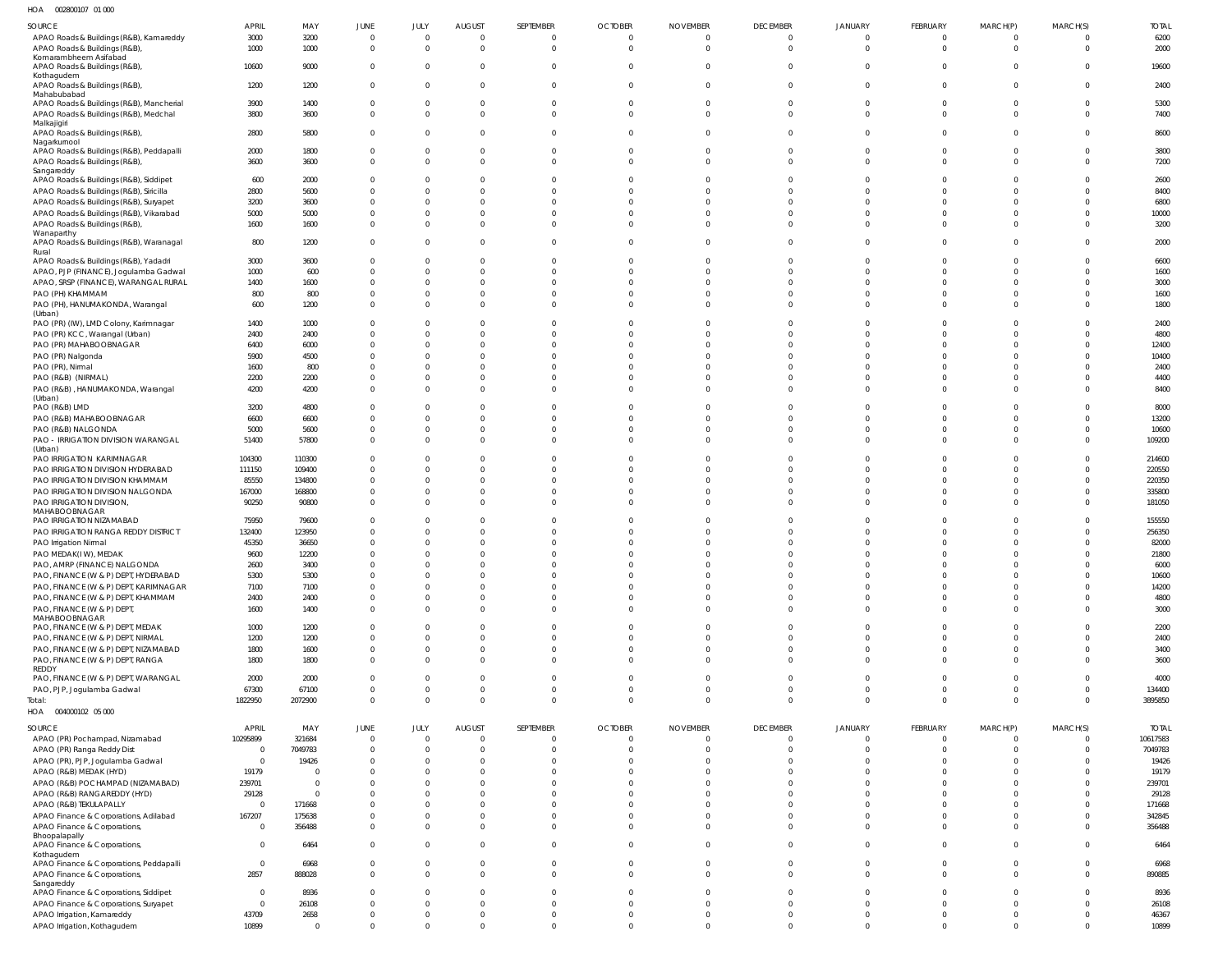HOA 002800107 01 000

| SOURCE | APRIL | MAY | JUNE | JULY | AUGUST | SEPTEMBER | OCTOBER | NOVEMBER | DECEMBER | JANUARY | FEBRUARY | MARCH(P) | MARCH(S) | TOTAL |
|---|---|---|---|---|---|---|---|---|---|---|---|---|---|---|
| APAO Roads & Buildings (R&B), Kamareddy | 3000 | 3200 | 0 | 0 | 0 | 0 | 0 | 0 | 0 | 0 | 0 | 0 | 0 | 6200 |
| APAO Roads & Buildings (R&B), Komarambheem Asifabad | 1000 | 1000 | 0 | 0 | 0 | 0 | 0 | 0 | 0 | 0 | 0 | 0 | 0 | 2000 |
| APAO Roads & Buildings (R&B), Kothagudem | 10600 | 9000 | 0 | 0 | 0 | 0 | 0 | 0 | 0 | 0 | 0 | 0 | 0 | 19600 |
| APAO Roads & Buildings (R&B), Mahabubabad | 1200 | 1200 | 0 | 0 | 0 | 0 | 0 | 0 | 0 | 0 | 0 | 0 | 0 | 2400 |
| APAO Roads & Buildings (R&B), Mancherial | 3900 | 1400 | 0 | 0 | 0 | 0 | 0 | 0 | 0 | 0 | 0 | 0 | 0 | 5300 |
| APAO Roads & Buildings (R&B), Medchal Malkajigiri | 3800 | 3600 | 0 | 0 | 0 | 0 | 0 | 0 | 0 | 0 | 0 | 0 | 0 | 7400 |
| APAO Roads & Buildings (R&B), Nagarkurnool | 2800 | 5800 | 0 | 0 | 0 | 0 | 0 | 0 | 0 | 0 | 0 | 0 | 0 | 8600 |
| APAO Roads & Buildings (R&B), Peddapalli | 2000 | 1800 | 0 | 0 | 0 | 0 | 0 | 0 | 0 | 0 | 0 | 0 | 0 | 3800 |
| APAO Roads & Buildings (R&B), Sangareddy | 3600 | 3600 | 0 | 0 | 0 | 0 | 0 | 0 | 0 | 0 | 0 | 0 | 0 | 7200 |
| APAO Roads & Buildings (R&B), Siddipet | 600 | 2000 | 0 | 0 | 0 | 0 | 0 | 0 | 0 | 0 | 0 | 0 | 0 | 2600 |
| APAO Roads & Buildings (R&B), Siricilla | 2800 | 5600 | 0 | 0 | 0 | 0 | 0 | 0 | 0 | 0 | 0 | 0 | 0 | 8400 |
| APAO Roads & Buildings (R&B), Suryapet | 3200 | 3600 | 0 | 0 | 0 | 0 | 0 | 0 | 0 | 0 | 0 | 0 | 0 | 6800 |
| APAO Roads & Buildings (R&B), Vikarabad | 5000 | 5000 | 0 | 0 | 0 | 0 | 0 | 0 | 0 | 0 | 0 | 0 | 0 | 10000 |
| APAO Roads & Buildings (R&B), Wanaparthy | 1600 | 1600 | 0 | 0 | 0 | 0 | 0 | 0 | 0 | 0 | 0 | 0 | 0 | 3200 |
| APAO Roads & Buildings (R&B), Waranagal Rural | 800 | 1200 | 0 | 0 | 0 | 0 | 0 | 0 | 0 | 0 | 0 | 0 | 0 | 2000 |
| APAO Roads & Buildings (R&B), Yadadri | 3000 | 3600 | 0 | 0 | 0 | 0 | 0 | 0 | 0 | 0 | 0 | 0 | 0 | 6600 |
| APAO, PJP (FINANCE), Jogulamba Gadwal | 1000 | 600 | 0 | 0 | 0 | 0 | 0 | 0 | 0 | 0 | 0 | 0 | 0 | 1600 |
| APAO, SRSP (FINANCE), WARANGAL RURAL | 1400 | 1600 | 0 | 0 | 0 | 0 | 0 | 0 | 0 | 0 | 0 | 0 | 0 | 3000 |
| PAO (PH) KHAMMAM | 800 | 800 | 0 | 0 | 0 | 0 | 0 | 0 | 0 | 0 | 0 | 0 | 0 | 1600 |
| PAO (PH), HANUMAKONDA, Warangal (Urban) | 600 | 1200 | 0 | 0 | 0 | 0 | 0 | 0 | 0 | 0 | 0 | 0 | 0 | 1800 |
| PAO (PR) (IW), LMD Colony, Karimnagar | 1400 | 1000 | 0 | 0 | 0 | 0 | 0 | 0 | 0 | 0 | 0 | 0 | 0 | 2400 |
| PAO (PR) KCC, Warangal (Urban) | 2400 | 2400 | 0 | 0 | 0 | 0 | 0 | 0 | 0 | 0 | 0 | 0 | 0 | 4800 |
| PAO (PR) MAHABOOBNAGAR | 6400 | 6000 | 0 | 0 | 0 | 0 | 0 | 0 | 0 | 0 | 0 | 0 | 0 | 12400 |
| PAO (PR) Nalgonda | 5900 | 4500 | 0 | 0 | 0 | 0 | 0 | 0 | 0 | 0 | 0 | 0 | 0 | 10400 |
| PAO (PR), Nirmal | 1600 | 800 | 0 | 0 | 0 | 0 | 0 | 0 | 0 | 0 | 0 | 0 | 0 | 2400 |
| PAO (R&B) (NIRMAL) | 2200 | 2200 | 0 | 0 | 0 | 0 | 0 | 0 | 0 | 0 | 0 | 0 | 0 | 4400 |
| PAO (R&B) , HANUMAKONDA, Warangal (Urban) | 4200 | 4200 | 0 | 0 | 0 | 0 | 0 | 0 | 0 | 0 | 0 | 0 | 0 | 8400 |
| PAO (R&B) LMD | 3200 | 4800 | 0 | 0 | 0 | 0 | 0 | 0 | 0 | 0 | 0 | 0 | 0 | 8000 |
| PAO (R&B) MAHABOOBNAGAR | 6600 | 6600 | 0 | 0 | 0 | 0 | 0 | 0 | 0 | 0 | 0 | 0 | 0 | 13200 |
| PAO (R&B) NALGONDA | 5000 | 5600 | 0 | 0 | 0 | 0 | 0 | 0 | 0 | 0 | 0 | 0 | 0 | 10600 |
| PAO - IRRIGATION DIVISION WARANGAL (Urban) | 51400 | 57800 | 0 | 0 | 0 | 0 | 0 | 0 | 0 | 0 | 0 | 0 | 0 | 109200 |
| PAO IRRIGATION KARIMNAGAR | 104300 | 110300 | 0 | 0 | 0 | 0 | 0 | 0 | 0 | 0 | 0 | 0 | 0 | 214600 |
| PAO IRRIGATION DIVISION HYDERABAD | 111150 | 109400 | 0 | 0 | 0 | 0 | 0 | 0 | 0 | 0 | 0 | 0 | 0 | 220550 |
| PAO IRRIGATION DIVISION KHAMMAM | 85550 | 134800 | 0 | 0 | 0 | 0 | 0 | 0 | 0 | 0 | 0 | 0 | 0 | 220350 |
| PAO IRRIGATION DIVISION NALGONDA | 167000 | 168800 | 0 | 0 | 0 | 0 | 0 | 0 | 0 | 0 | 0 | 0 | 0 | 335800 |
| PAO IRRIGATION DIVISION, MAHABOOBNAGAR | 90250 | 90800 | 0 | 0 | 0 | 0 | 0 | 0 | 0 | 0 | 0 | 0 | 0 | 181050 |
| PAO IRRIGATION NIZAMABAD | 75950 | 79600 | 0 | 0 | 0 | 0 | 0 | 0 | 0 | 0 | 0 | 0 | 0 | 155550 |
| PAO IRRIGATION RANGA REDDY DISTRICT | 132400 | 123950 | 0 | 0 | 0 | 0 | 0 | 0 | 0 | 0 | 0 | 0 | 0 | 256350 |
| PAO Irrigation Nirmal | 45350 | 36650 | 0 | 0 | 0 | 0 | 0 | 0 | 0 | 0 | 0 | 0 | 0 | 82000 |
| PAO MEDAK(IW), MEDAK | 9600 | 12200 | 0 | 0 | 0 | 0 | 0 | 0 | 0 | 0 | 0 | 0 | 0 | 21800 |
| PAO, AMRP (FINANCE) NALGONDA | 2600 | 3400 | 0 | 0 | 0 | 0 | 0 | 0 | 0 | 0 | 0 | 0 | 0 | 6000 |
| PAO, FINANCE (W & P) DEPT, HYDERABAD | 5300 | 5300 | 0 | 0 | 0 | 0 | 0 | 0 | 0 | 0 | 0 | 0 | 0 | 10600 |
| PAO, FINANCE (W & P) DEPT, KARIMNAGAR | 7100 | 7100 | 0 | 0 | 0 | 0 | 0 | 0 | 0 | 0 | 0 | 0 | 0 | 14200 |
| PAO, FINANCE (W & P) DEPT, KHAMMAM | 2400 | 2400 | 0 | 0 | 0 | 0 | 0 | 0 | 0 | 0 | 0 | 0 | 0 | 4800 |
| PAO, FINANCE (W & P) DEPT, MAHABOOBNAGAR | 1600 | 1400 | 0 | 0 | 0 | 0 | 0 | 0 | 0 | 0 | 0 | 0 | 0 | 3000 |
| PAO, FINANCE (W & P) DEPT, MEDAK | 1000 | 1200 | 0 | 0 | 0 | 0 | 0 | 0 | 0 | 0 | 0 | 0 | 0 | 2200 |
| PAO, FINANCE (W & P) DEPT, NIRMAL | 1200 | 1200 | 0 | 0 | 0 | 0 | 0 | 0 | 0 | 0 | 0 | 0 | 0 | 2400 |
| PAO, FINANCE (W & P) DEPT, NIZAMABAD | 1800 | 1600 | 0 | 0 | 0 | 0 | 0 | 0 | 0 | 0 | 0 | 0 | 0 | 3400 |
| PAO, FINANCE (W & P) DEPT, RANGA REDDY | 1800 | 1800 | 0 | 0 | 0 | 0 | 0 | 0 | 0 | 0 | 0 | 0 | 0 | 3600 |
| PAO, FINANCE (W & P) DEPT, WARANGAL | 2000 | 2000 | 0 | 0 | 0 | 0 | 0 | 0 | 0 | 0 | 0 | 0 | 0 | 4000 |
| PAO, PJP, Jogulamba Gadwal | 67300 | 67100 | 0 | 0 | 0 | 0 | 0 | 0 | 0 | 0 | 0 | 0 | 0 | 134400 |
| Total: | 1822950 | 2072900 | 0 | 0 | 0 | 0 | 0 | 0 | 0 | 0 | 0 | 0 | 0 | 3895850 |

HOA 004000102 05 000

| SOURCE | APRIL | MAY | JUNE | JULY | AUGUST | SEPTEMBER | OCTOBER | NOVEMBER | DECEMBER | JANUARY | FEBRUARY | MARCH(P) | MARCH(S) | TOTAL |
|---|---|---|---|---|---|---|---|---|---|---|---|---|---|---|
| APAO (PR) Pochampad, Nizamabad | 10295899 | 321684 | 0 | 0 | 0 | 0 | 0 | 0 | 0 | 0 | 0 | 0 | 0 | 10617583 |
| APAO (PR) Ranga Reddy Dist | 0 | 7049783 | 0 | 0 | 0 | 0 | 0 | 0 | 0 | 0 | 0 | 0 | 0 | 7049783 |
| APAO (PR), PJP, Jogulamba Gadwal | 0 | 19426 | 0 | 0 | 0 | 0 | 0 | 0 | 0 | 0 | 0 | 0 | 0 | 19426 |
| APAO (R&B) MEDAK (HYD) | 19179 | 0 | 0 | 0 | 0 | 0 | 0 | 0 | 0 | 0 | 0 | 0 | 0 | 19179 |
| APAO (R&B) POCHAMPAD (NIZAMABAD) | 239701 | 0 | 0 | 0 | 0 | 0 | 0 | 0 | 0 | 0 | 0 | 0 | 0 | 239701 |
| APAO (R&B) RANGAREDDY (HYD) | 29128 | 0 | 0 | 0 | 0 | 0 | 0 | 0 | 0 | 0 | 0 | 0 | 0 | 29128 |
| APAO (R&B) TEKULAPALLY | 0 | 171668 | 0 | 0 | 0 | 0 | 0 | 0 | 0 | 0 | 0 | 0 | 0 | 171668 |
| APAO Finance & Corporations, Adilabad | 167207 | 175638 | 0 | 0 | 0 | 0 | 0 | 0 | 0 | 0 | 0 | 0 | 0 | 342845 |
| APAO Finance & Corporations, Bhoopalapally | 0 | 356488 | 0 | 0 | 0 | 0 | 0 | 0 | 0 | 0 | 0 | 0 | 0 | 356488 |
| APAO Finance & Corporations, Kothagudem | 0 | 6464 | 0 | 0 | 0 | 0 | 0 | 0 | 0 | 0 | 0 | 0 | 0 | 6464 |
| APAO Finance & Corporations, Peddapalli | 0 | 6968 | 0 | 0 | 0 | 0 | 0 | 0 | 0 | 0 | 0 | 0 | 0 | 6968 |
| APAO Finance & Corporations, Sangareddy | 2857 | 888028 | 0 | 0 | 0 | 0 | 0 | 0 | 0 | 0 | 0 | 0 | 0 | 890885 |
| APAO Finance & Corporations, Siddipet | 0 | 8936 | 0 | 0 | 0 | 0 | 0 | 0 | 0 | 0 | 0 | 0 | 0 | 8936 |
| APAO Finance & Corporations, Suryapet | 0 | 26108 | 0 | 0 | 0 | 0 | 0 | 0 | 0 | 0 | 0 | 0 | 0 | 26108 |
| APAO Irrigation, Kamareddy | 43709 | 2658 | 0 | 0 | 0 | 0 | 0 | 0 | 0 | 0 | 0 | 0 | 0 | 46367 |
| APAO Irrigation, Kothagudem | 10899 | 0 | 0 | 0 | 0 | 0 | 0 | 0 | 0 | 0 | 0 | 0 | 0 | 10899 |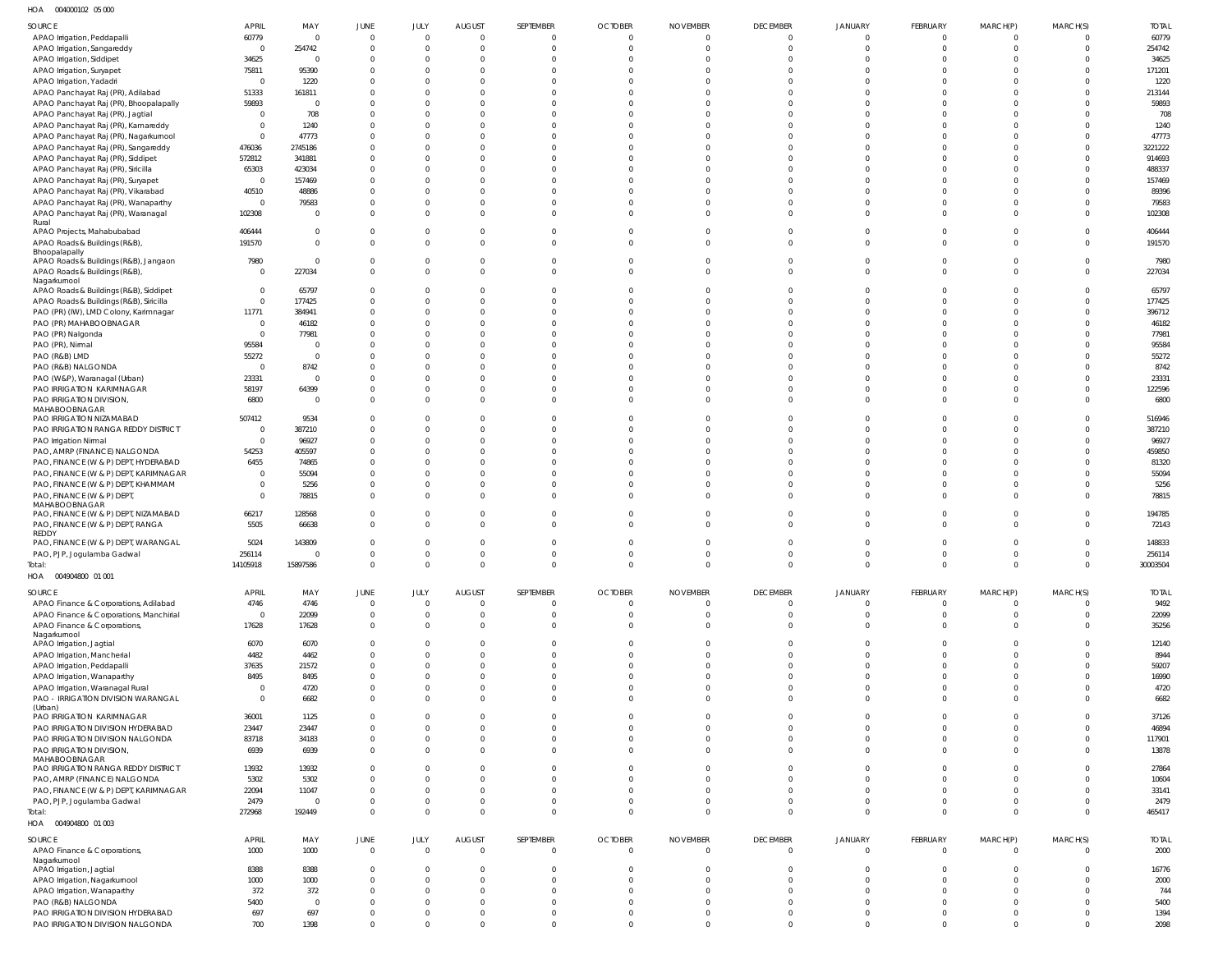HOA 004000102 05 000

| SOURCE | APRIL | MAY | JUNE | JULY | AUGUST | SEPTEMBER | OCTOBER | NOVEMBER | DECEMBER | JANUARY | FEBRUARY | MARCH(P) | MARCH(S) | TOTAL |
|---|---|---|---|---|---|---|---|---|---|---|---|---|---|---|
| APAO Irrigation, Peddapalli | 60779 | 0 | 0 | 0 | 0 | 0 | 0 | 0 | 0 | 0 | 0 | 0 | 0 | 60779 |
| APAO Irrigation, Sangareddy | 0 | 254742 | 0 | 0 | 0 | 0 | 0 | 0 | 0 | 0 | 0 | 0 | 0 | 254742 |
| APAO Irrigation, Siddipet | 34625 | 0 | 0 | 0 | 0 | 0 | 0 | 0 | 0 | 0 | 0 | 0 | 0 | 34625 |
| APAO Irrigation, Suryapet | 75811 | 95390 | 0 | 0 | 0 | 0 | 0 | 0 | 0 | 0 | 0 | 0 | 0 | 171201 |
| APAO Irrigation, Yadadri | 0 | 1220 | 0 | 0 | 0 | 0 | 0 | 0 | 0 | 0 | 0 | 0 | 0 | 1220 |
| APAO Panchayat Raj (PR), Adilabad | 51333 | 161811 | 0 | 0 | 0 | 0 | 0 | 0 | 0 | 0 | 0 | 0 | 0 | 213144 |
| APAO Panchayat Raj (PR), Bhoopalapally | 59893 | 0 | 0 | 0 | 0 | 0 | 0 | 0 | 0 | 0 | 0 | 0 | 0 | 59893 |
| APAO Panchayat Raj (PR), Jagtial | 0 | 708 | 0 | 0 | 0 | 0 | 0 | 0 | 0 | 0 | 0 | 0 | 0 | 708 |
| APAO Panchayat Raj (PR), Kamareddy | 0 | 1240 | 0 | 0 | 0 | 0 | 0 | 0 | 0 | 0 | 0 | 0 | 0 | 1240 |
| APAO Panchayat Raj (PR), Nagarkurnool | 0 | 47773 | 0 | 0 | 0 | 0 | 0 | 0 | 0 | 0 | 0 | 0 | 0 | 47773 |
| APAO Panchayat Raj (PR), Sangareddy | 476036 | 2745186 | 0 | 0 | 0 | 0 | 0 | 0 | 0 | 0 | 0 | 0 | 0 | 3221222 |
| APAO Panchayat Raj (PR), Siddipet | 572812 | 341881 | 0 | 0 | 0 | 0 | 0 | 0 | 0 | 0 | 0 | 0 | 0 | 914693 |
| APAO Panchayat Raj (PR), Siricilla | 65303 | 423034 | 0 | 0 | 0 | 0 | 0 | 0 | 0 | 0 | 0 | 0 | 0 | 488337 |
| APAO Panchayat Raj (PR), Suryapet | 0 | 157469 | 0 | 0 | 0 | 0 | 0 | 0 | 0 | 0 | 0 | 0 | 0 | 157469 |
| APAO Panchayat Raj (PR), Vikarabad | 40510 | 48886 | 0 | 0 | 0 | 0 | 0 | 0 | 0 | 0 | 0 | 0 | 0 | 89396 |
| APAO Panchayat Raj (PR), Wanaparthy | 0 | 79583 | 0 | 0 | 0 | 0 | 0 | 0 | 0 | 0 | 0 | 0 | 0 | 79583 |
| APAO Panchayat Raj (PR), Waranagal Rural | 102308 | 0 | 0 | 0 | 0 | 0 | 0 | 0 | 0 | 0 | 0 | 0 | 0 | 102308 |
| APAO Projects, Mahabubabad | 406444 | 0 | 0 | 0 | 0 | 0 | 0 | 0 | 0 | 0 | 0 | 0 | 0 | 406444 |
| APAO Roads & Buildings (R&B), Bhoopalapally | 191570 | 0 | 0 | 0 | 0 | 0 | 0 | 0 | 0 | 0 | 0 | 0 | 0 | 191570 |
| APAO Roads & Buildings (R&B), Jangaon | 7980 | 0 | 0 | 0 | 0 | 0 | 0 | 0 | 0 | 0 | 0 | 0 | 0 | 7980 |
| APAO Roads & Buildings (R&B), Nagarkurnool | 0 | 227034 | 0 | 0 | 0 | 0 | 0 | 0 | 0 | 0 | 0 | 0 | 0 | 227034 |
| APAO Roads & Buildings (R&B), Siddipet | 0 | 65797 | 0 | 0 | 0 | 0 | 0 | 0 | 0 | 0 | 0 | 0 | 0 | 65797 |
| APAO Roads & Buildings (R&B), Siricilla | 0 | 177425 | 0 | 0 | 0 | 0 | 0 | 0 | 0 | 0 | 0 | 0 | 0 | 177425 |
| PAO (PR) (IW), LMD Colony, Karimnagar | 11771 | 384941 | 0 | 0 | 0 | 0 | 0 | 0 | 0 | 0 | 0 | 0 | 0 | 396712 |
| PAO (PR) MAHABOOBNAGAR | 0 | 46182 | 0 | 0 | 0 | 0 | 0 | 0 | 0 | 0 | 0 | 0 | 0 | 46182 |
| PAO (PR) Nalgonda | 0 | 77981 | 0 | 0 | 0 | 0 | 0 | 0 | 0 | 0 | 0 | 0 | 0 | 77981 |
| PAO (PR), Nirmal | 95584 | 0 | 0 | 0 | 0 | 0 | 0 | 0 | 0 | 0 | 0 | 0 | 0 | 95584 |
| PAO (R&B) LMD | 55272 | 0 | 0 | 0 | 0 | 0 | 0 | 0 | 0 | 0 | 0 | 0 | 0 | 55272 |
| PAO (R&B) NALGONDA | 0 | 8742 | 0 | 0 | 0 | 0 | 0 | 0 | 0 | 0 | 0 | 0 | 0 | 8742 |
| PAO (W&P), Waranagal (Urban) | 23331 | 0 | 0 | 0 | 0 | 0 | 0 | 0 | 0 | 0 | 0 | 0 | 0 | 23331 |
| PAO IRRIGATION KARIMNAGAR | 58197 | 64399 | 0 | 0 | 0 | 0 | 0 | 0 | 0 | 0 | 0 | 0 | 0 | 122596 |
| PAO IRRIGATION DIVISION, MAHABOOBNAGAR | 6800 | 0 | 0 | 0 | 0 | 0 | 0 | 0 | 0 | 0 | 0 | 0 | 0 | 6800 |
| PAO IRRIGATION NIZAMABAD | 507412 | 9534 | 0 | 0 | 0 | 0 | 0 | 0 | 0 | 0 | 0 | 0 | 0 | 516946 |
| PAO IRRIGATION RANGA REDDY DISTRICT | 0 | 387210 | 0 | 0 | 0 | 0 | 0 | 0 | 0 | 0 | 0 | 0 | 0 | 387210 |
| PAO Irrigation Nirmal | 0 | 96927 | 0 | 0 | 0 | 0 | 0 | 0 | 0 | 0 | 0 | 0 | 0 | 96927 |
| PAO, AMRP (FINANCE) NALGONDA | 54253 | 405597 | 0 | 0 | 0 | 0 | 0 | 0 | 0 | 0 | 0 | 0 | 0 | 459850 |
| PAO, FINANCE (W & P) DEPT, HYDERABAD | 6455 | 74865 | 0 | 0 | 0 | 0 | 0 | 0 | 0 | 0 | 0 | 0 | 0 | 81320 |
| PAO, FINANCE (W & P) DEPT, KARIMNAGAR | 0 | 55094 | 0 | 0 | 0 | 0 | 0 | 0 | 0 | 0 | 0 | 0 | 0 | 55094 |
| PAO, FINANCE (W & P) DEPT, KHAMMAM | 0 | 5256 | 0 | 0 | 0 | 0 | 0 | 0 | 0 | 0 | 0 | 0 | 0 | 5256 |
| PAO, FINANCE (W & P) DEPT, MAHABOOBNAGAR | 0 | 78815 | 0 | 0 | 0 | 0 | 0 | 0 | 0 | 0 | 0 | 0 | 0 | 78815 |
| PAO, FINANCE (W & P) DEPT, NIZAMABAD | 66217 | 128568 | 0 | 0 | 0 | 0 | 0 | 0 | 0 | 0 | 0 | 0 | 0 | 194785 |
| PAO, FINANCE (W & P) DEPT, RANGA REDDY | 5505 | 66638 | 0 | 0 | 0 | 0 | 0 | 0 | 0 | 0 | 0 | 0 | 0 | 72143 |
| PAO, FINANCE (W & P) DEPT, WARANGAL | 5024 | 143809 | 0 | 0 | 0 | 0 | 0 | 0 | 0 | 0 | 0 | 0 | 0 | 148833 |
| PAO, PJP, Jogulamba Gadwal | 256114 | 0 | 0 | 0 | 0 | 0 | 0 | 0 | 0 | 0 | 0 | 0 | 0 | 256114 |
| Total: | 14105918 | 15897586 | 0 | 0 | 0 | 0 | 0 | 0 | 0 | 0 | 0 | 0 | 0 | 30003504 |

HOA 004904800 01 001

| SOURCE | APRIL | MAY | JUNE | JULY | AUGUST | SEPTEMBER | OCTOBER | NOVEMBER | DECEMBER | JANUARY | FEBRUARY | MARCH(P) | MARCH(S) | TOTAL |
|---|---|---|---|---|---|---|---|---|---|---|---|---|---|---|
| APAO Finance & Corporations, Adilabad | 4746 | 4746 | 0 | 0 | 0 | 0 | 0 | 0 | 0 | 0 | 0 | 0 | 0 | 9492 |
| APAO Finance & Corporations, Manchirial | 0 | 22099 | 0 | 0 | 0 | 0 | 0 | 0 | 0 | 0 | 0 | 0 | 0 | 22099 |
| APAO Finance & Corporations, Nagarkurnool | 17628 | 17628 | 0 | 0 | 0 | 0 | 0 | 0 | 0 | 0 | 0 | 0 | 0 | 35256 |
| APAO Irrigation, Jagtial | 6070 | 6070 | 0 | 0 | 0 | 0 | 0 | 0 | 0 | 0 | 0 | 0 | 0 | 12140 |
| APAO Irrigation, Mancherial | 4482 | 4462 | 0 | 0 | 0 | 0 | 0 | 0 | 0 | 0 | 0 | 0 | 0 | 8944 |
| APAO Irrigation, Peddapalli | 37635 | 21572 | 0 | 0 | 0 | 0 | 0 | 0 | 0 | 0 | 0 | 0 | 0 | 59207 |
| APAO Irrigation, Wanaparthy | 8495 | 8495 | 0 | 0 | 0 | 0 | 0 | 0 | 0 | 0 | 0 | 0 | 0 | 16990 |
| APAO Irrigation, Waranagal Rural | 0 | 4720 | 0 | 0 | 0 | 0 | 0 | 0 | 0 | 0 | 0 | 0 | 0 | 4720 |
| PAO - IRRIGATION DIVISION WARANGAL (Urban) | 0 | 6682 | 0 | 0 | 0 | 0 | 0 | 0 | 0 | 0 | 0 | 0 | 0 | 6682 |
| PAO IRRIGATION KARIMNAGAR | 36001 | 1125 | 0 | 0 | 0 | 0 | 0 | 0 | 0 | 0 | 0 | 0 | 0 | 37126 |
| PAO IRRIGATION DIVISION HYDERABAD | 23447 | 23447 | 0 | 0 | 0 | 0 | 0 | 0 | 0 | 0 | 0 | 0 | 0 | 46894 |
| PAO IRRIGATION DIVISION NALGONDA | 83718 | 34183 | 0 | 0 | 0 | 0 | 0 | 0 | 0 | 0 | 0 | 0 | 0 | 117901 |
| PAO IRRIGATION DIVISION, MAHABOOBNAGAR | 6939 | 6939 | 0 | 0 | 0 | 0 | 0 | 0 | 0 | 0 | 0 | 0 | 0 | 13878 |
| PAO IRRIGATION RANGA REDDY DISTRICT | 13932 | 13932 | 0 | 0 | 0 | 0 | 0 | 0 | 0 | 0 | 0 | 0 | 0 | 27864 |
| PAO, AMRP (FINANCE) NALGONDA | 5302 | 5302 | 0 | 0 | 0 | 0 | 0 | 0 | 0 | 0 | 0 | 0 | 0 | 10604 |
| PAO, FINANCE (W & P) DEPT, KARIMNAGAR | 22094 | 11047 | 0 | 0 | 0 | 0 | 0 | 0 | 0 | 0 | 0 | 0 | 0 | 33141 |
| PAO, PJP, Jogulamba Gadwal | 2479 | 0 | 0 | 0 | 0 | 0 | 0 | 0 | 0 | 0 | 0 | 0 | 0 | 2479 |
| Total: | 272968 | 192449 | 0 | 0 | 0 | 0 | 0 | 0 | 0 | 0 | 0 | 0 | 0 | 465417 |

HOA 004904800 01 003

| SOURCE | APRIL | MAY | JUNE | JULY | AUGUST | SEPTEMBER | OCTOBER | NOVEMBER | DECEMBER | JANUARY | FEBRUARY | MARCH(P) | MARCH(S) | TOTAL |
|---|---|---|---|---|---|---|---|---|---|---|---|---|---|---|
| APAO Finance & Corporations, Nagarkurnool | 1000 | 1000 | 0 | 0 | 0 | 0 | 0 | 0 | 0 | 0 | 0 | 0 | 0 | 2000 |
| APAO Irrigation, Jagtial | 8388 | 8388 | 0 | 0 | 0 | 0 | 0 | 0 | 0 | 0 | 0 | 0 | 0 | 16776 |
| APAO Irrigation, Nagarkurnool | 1000 | 1000 | 0 | 0 | 0 | 0 | 0 | 0 | 0 | 0 | 0 | 0 | 0 | 2000 |
| APAO Irrigation, Wanaparthy | 372 | 372 | 0 | 0 | 0 | 0 | 0 | 0 | 0 | 0 | 0 | 0 | 0 | 744 |
| PAO (R&B) NALGONDA | 5400 | 0 | 0 | 0 | 0 | 0 | 0 | 0 | 0 | 0 | 0 | 0 | 0 | 5400 |
| PAO IRRIGATION DIVISION HYDERABAD | 697 | 697 | 0 | 0 | 0 | 0 | 0 | 0 | 0 | 0 | 0 | 0 | 0 | 1394 |
| PAO IRRIGATION DIVISION NALGONDA | 700 | 1398 | 0 | 0 | 0 | 0 | 0 | 0 | 0 | 0 | 0 | 0 | 0 | 2098 |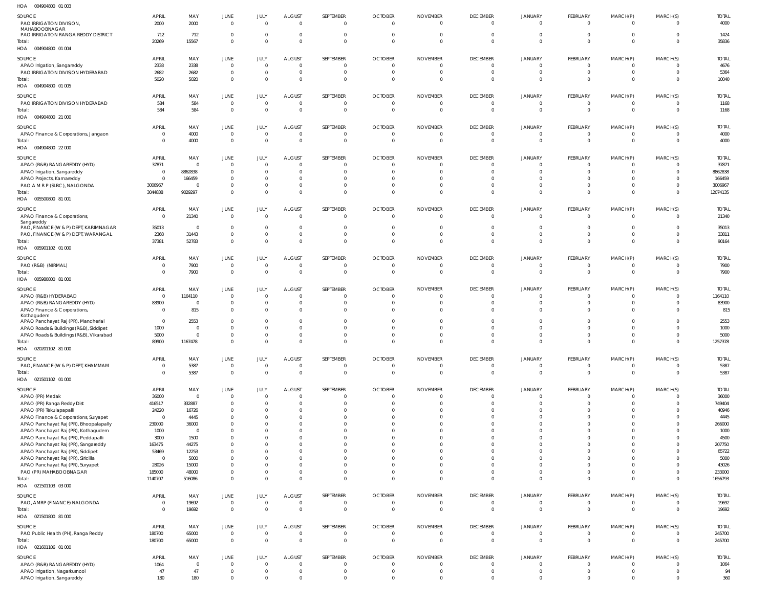HOA 004904800 01 003

| SOURCE | APRIL | MAY | JUNE | JULY | AUGUST | SEPTEMBER | OCTOBER | NOVEMBER | DECEMBER | JANUARY | FEBRUARY | MARCH(P) | MARCH(S) | TOTAL |
|---|---|---|---|---|---|---|---|---|---|---|---|---|---|---|
| PAO IRRIGATION DIVISION, MAHABOOBNAGAR | 2000 | 2000 | 0 | 0 | 0 | 0 | 0 | 0 | 0 | 0 | 0 | 0 | 0 | 4000 |
| PAO IRRIGATION RANGA REDDY DISTRICT | 712 | 712 | 0 | 0 | 0 | 0 | 0 | 0 | 0 | 0 | 0 | 0 | 0 | 1424 |
| Total: | 20269 | 15567 | 0 | 0 | 0 | 0 | 0 | 0 | 0 | 0 | 0 | 0 | 0 | 35836 |

HOA 004904800 01 004

| SOURCE | APRIL | MAY | JUNE | JULY | AUGUST | SEPTEMBER | OCTOBER | NOVEMBER | DECEMBER | JANUARY | FEBRUARY | MARCH(P) | MARCH(S) | TOTAL |
|---|---|---|---|---|---|---|---|---|---|---|---|---|---|---|
| APAO Irrigation, Sangareddy | 2338 | 2338 | 0 | 0 | 0 | 0 | 0 | 0 | 0 | 0 | 0 | 0 | 0 | 4676 |
| PAO IRRIGATION DIVISION HYDERABAD | 2682 | 2682 | 0 | 0 | 0 | 0 | 0 | 0 | 0 | 0 | 0 | 0 | 0 | 5364 |
| Total: | 5020 | 5020 | 0 | 0 | 0 | 0 | 0 | 0 | 0 | 0 | 0 | 0 | 0 | 10040 |

HOA 004904800 01 005

| SOURCE | APRIL | MAY | JUNE | JULY | AUGUST | SEPTEMBER | OCTOBER | NOVEMBER | DECEMBER | JANUARY | FEBRUARY | MARCH(P) | MARCH(S) | TOTAL |
|---|---|---|---|---|---|---|---|---|---|---|---|---|---|---|
| PAO IRRIGATION DIVISION HYDERABAD | 584 | 584 | 0 | 0 | 0 | 0 | 0 | 0 | 0 | 0 | 0 | 0 | 0 | 1168 |
| Total: | 584 | 584 | 0 | 0 | 0 | 0 | 0 | 0 | 0 | 0 | 0 | 0 | 0 | 1168 |

HOA 004904800 21 000

| SOURCE | APRIL | MAY | JUNE | JULY | AUGUST | SEPTEMBER | OCTOBER | NOVEMBER | DECEMBER | JANUARY | FEBRUARY | MARCH(P) | MARCH(S) | TOTAL |
|---|---|---|---|---|---|---|---|---|---|---|---|---|---|---|
| APAO Finance & Corporations, Jangaon | 0 | 4000 | 0 | 0 | 0 | 0 | 0 | 0 | 0 | 0 | 0 | 0 | 0 | 4000 |
| Total: | 0 | 4000 | 0 | 0 | 0 | 0 | 0 | 0 | 0 | 0 | 0 | 0 | 0 | 4000 |

HOA 004904800 22 000

| SOURCE | APRIL | MAY | JUNE | JULY | AUGUST | SEPTEMBER | OCTOBER | NOVEMBER | DECEMBER | JANUARY | FEBRUARY | MARCH(P) | MARCH(S) | TOTAL |
|---|---|---|---|---|---|---|---|---|---|---|---|---|---|---|
| APAO (R&B) RANGAREDDY (HYD) | 37871 | 0 | 0 | 0 | 0 | 0 | 0 | 0 | 0 | 0 | 0 | 0 | 0 | 37871 |
| APAO Irrigation, Sangareddy | 0 | 8862838 | 0 | 0 | 0 | 0 | 0 | 0 | 0 | 0 | 0 | 0 | 0 | 8862838 |
| APAO Projects, Kamareddy | 0 | 166459 | 0 | 0 | 0 | 0 | 0 | 0 | 0 | 0 | 0 | 0 | 0 | 166459 |
| PAO A M R P (SLBC), NALGONDA | 3006967 | 0 | 0 | 0 | 0 | 0 | 0 | 0 | 0 | 0 | 0 | 0 | 0 | 3006967 |
| Total: | 3044838 | 9029297 | 0 | 0 | 0 | 0 | 0 | 0 | 0 | 0 | 0 | 0 | 0 | 12074135 |

HOA 005500800 81 001

| SOURCE | APRIL | MAY | JUNE | JULY | AUGUST | SEPTEMBER | OCTOBER | NOVEMBER | DECEMBER | JANUARY | FEBRUARY | MARCH(P) | MARCH(S) | TOTAL |
|---|---|---|---|---|---|---|---|---|---|---|---|---|---|---|
| APAO Finance & Corporations, Sangareddy | 0 | 21340 | 0 | 0 | 0 | 0 | 0 | 0 | 0 | 0 | 0 | 0 | 0 | 21340 |
| PAO, FINANCE (W & P) DEPT, KARIMNAGAR | 35013 | 0 | 0 | 0 | 0 | 0 | 0 | 0 | 0 | 0 | 0 | 0 | 0 | 35013 |
| PAO, FINANCE (W & P) DEPT, WARANGAL | 2368 | 31443 | 0 | 0 | 0 | 0 | 0 | 0 | 0 | 0 | 0 | 0 | 0 | 33811 |
| Total: | 37381 | 52783 | 0 | 0 | 0 | 0 | 0 | 0 | 0 | 0 | 0 | 0 | 0 | 90164 |

HOA 005901102 01 000

| SOURCE | APRIL | MAY | JUNE | JULY | AUGUST | SEPTEMBER | OCTOBER | NOVEMBER | DECEMBER | JANUARY | FEBRUARY | MARCH(P) | MARCH(S) | TOTAL |
|---|---|---|---|---|---|---|---|---|---|---|---|---|---|---|
| PAO (R&B) (NIRMAL) | 0 | 7900 | 0 | 0 | 0 | 0 | 0 | 0 | 0 | 0 | 0 | 0 | 0 | 7900 |
| Total: | 0 | 7900 | 0 | 0 | 0 | 0 | 0 | 0 | 0 | 0 | 0 | 0 | 0 | 7900 |

HOA 005980800 81 000

| SOURCE | APRIL | MAY | JUNE | JULY | AUGUST | SEPTEMBER | OCTOBER | NOVEMBER | DECEMBER | JANUARY | FEBRUARY | MARCH(P) | MARCH(S) | TOTAL |
|---|---|---|---|---|---|---|---|---|---|---|---|---|---|---|
| APAO (R&B) HYDERABAD | 0 | 1164110 | 0 | 0 | 0 | 0 | 0 | 0 | 0 | 0 | 0 | 0 | 0 | 1164110 |
| APAO (R&B) RANGAREDDY (HYD) | 83900 | 0 | 0 | 0 | 0 | 0 | 0 | 0 | 0 | 0 | 0 | 0 | 0 | 83900 |
| APAO Finance & Corporations, Kothagudem | 0 | 815 | 0 | 0 | 0 | 0 | 0 | 0 | 0 | 0 | 0 | 0 | 0 | 815 |
| APAO Panchayat Raj (PR), Mancherial | 0 | 2553 | 0 | 0 | 0 | 0 | 0 | 0 | 0 | 0 | 0 | 0 | 0 | 2553 |
| APAO Roads & Buildings (R&B), Siddipet | 1000 | 0 | 0 | 0 | 0 | 0 | 0 | 0 | 0 | 0 | 0 | 0 | 0 | 1000 |
| APAO Roads & Buildings (R&B), Vikarabad | 5000 | 0 | 0 | 0 | 0 | 0 | 0 | 0 | 0 | 0 | 0 | 0 | 0 | 5000 |
| Total: | 89900 | 1167478 | 0 | 0 | 0 | 0 | 0 | 0 | 0 | 0 | 0 | 0 | 0 | 1257378 |

HOA 020201102 81 000

| SOURCE | APRIL | MAY | JUNE | JULY | AUGUST | SEPTEMBER | OCTOBER | NOVEMBER | DECEMBER | JANUARY | FEBRUARY | MARCH(P) | MARCH(S) | TOTAL |
|---|---|---|---|---|---|---|---|---|---|---|---|---|---|---|
| PAO, FINANCE (W & P) DEPT, KHAMMAM | 0 | 5387 | 0 | 0 | 0 | 0 | 0 | 0 | 0 | 0 | 0 | 0 | 0 | 5387 |
| Total: | 0 | 5387 | 0 | 0 | 0 | 0 | 0 | 0 | 0 | 0 | 0 | 0 | 0 | 5387 |

HOA 021501102 01 000

| SOURCE | APRIL | MAY | JUNE | JULY | AUGUST | SEPTEMBER | OCTOBER | NOVEMBER | DECEMBER | JANUARY | FEBRUARY | MARCH(P) | MARCH(S) | TOTAL |
|---|---|---|---|---|---|---|---|---|---|---|---|---|---|---|
| APAO (PR) Medak | 36000 | 0 | 0 | 0 | 0 | 0 | 0 | 0 | 0 | 0 | 0 | 0 | 0 | 36000 |
| APAO (PR) Ranga Reddy Dist | 416517 | 332887 | 0 | 0 | 0 | 0 | 0 | 0 | 0 | 0 | 0 | 0 | 0 | 749404 |
| APAO (PR) Tekulapapalli | 24220 | 16726 | 0 | 0 | 0 | 0 | 0 | 0 | 0 | 0 | 0 | 0 | 0 | 40946 |
| APAO Finance & Corporations, Suryapet | 0 | 4445 | 0 | 0 | 0 | 0 | 0 | 0 | 0 | 0 | 0 | 0 | 0 | 4445 |
| APAO Panchayat Raj (PR), Bhoopalapally | 230000 | 36000 | 0 | 0 | 0 | 0 | 0 | 0 | 0 | 0 | 0 | 0 | 0 | 266000 |
| APAO Panchayat Raj (PR), Kothagudem | 1000 | 0 | 0 | 0 | 0 | 0 | 0 | 0 | 0 | 0 | 0 | 0 | 0 | 1000 |
| APAO Panchayat Raj (PR), Peddapalli | 3000 | 1500 | 0 | 0 | 0 | 0 | 0 | 0 | 0 | 0 | 0 | 0 | 0 | 4500 |
| APAO Panchayat Raj (PR), Sangareddy | 163475 | 44275 | 0 | 0 | 0 | 0 | 0 | 0 | 0 | 0 | 0 | 0 | 0 | 207750 |
| APAO Panchayat Raj (PR), Siddipet | 53469 | 12253 | 0 | 0 | 0 | 0 | 0 | 0 | 0 | 0 | 0 | 0 | 0 | 65722 |
| APAO Panchayat Raj (PR), Siricilla | 0 | 5000 | 0 | 0 | 0 | 0 | 0 | 0 | 0 | 0 | 0 | 0 | 0 | 5000 |
| APAO Panchayat Raj (PR), Suryapet | 28026 | 15000 | 0 | 0 | 0 | 0 | 0 | 0 | 0 | 0 | 0 | 0 | 0 | 43026 |
| PAO (PR) MAHABOOBNAGAR | 185000 | 48000 | 0 | 0 | 0 | 0 | 0 | 0 | 0 | 0 | 0 | 0 | 0 | 233000 |
| Total: | 1140707 | 516086 | 0 | 0 | 0 | 0 | 0 | 0 | 0 | 0 | 0 | 0 | 0 | 1656793 |

HOA 021501103 03 000

| SOURCE | APRIL | MAY | JUNE | JULY | AUGUST | SEPTEMBER | OCTOBER | NOVEMBER | DECEMBER | JANUARY | FEBRUARY | MARCH(P) | MARCH(S) | TOTAL |
|---|---|---|---|---|---|---|---|---|---|---|---|---|---|---|
| PAO, AMRP (FINANCE) NALGONDA | 0 | 19692 | 0 | 0 | 0 | 0 | 0 | 0 | 0 | 0 | 0 | 0 | 0 | 19692 |
| Total: | 0 | 19692 | 0 | 0 | 0 | 0 | 0 | 0 | 0 | 0 | 0 | 0 | 0 | 19692 |

HOA 021501800 81 000

| SOURCE | APRIL | MAY | JUNE | JULY | AUGUST | SEPTEMBER | OCTOBER | NOVEMBER | DECEMBER | JANUARY | FEBRUARY | MARCH(P) | MARCH(S) | TOTAL |
|---|---|---|---|---|---|---|---|---|---|---|---|---|---|---|
| PAO Public Health (PH), Ranga Reddy | 180700 | 65000 | 0 | 0 | 0 | 0 | 0 | 0 | 0 | 0 | 0 | 0 | 0 | 245700 |
| Total: | 180700 | 65000 | 0 | 0 | 0 | 0 | 0 | 0 | 0 | 0 | 0 | 0 | 0 | 245700 |

HOA 021601106 01 000

| SOURCE | APRIL | MAY | JUNE | JULY | AUGUST | SEPTEMBER | OCTOBER | NOVEMBER | DECEMBER | JANUARY | FEBRUARY | MARCH(P) | MARCH(S) | TOTAL |
|---|---|---|---|---|---|---|---|---|---|---|---|---|---|---|
| APAO (R&B) RANGAREDDY (HYD) | 1064 | 0 | 0 | 0 | 0 | 0 | 0 | 0 | 0 | 0 | 0 | 0 | 0 | 1064 |
| APAO Irrigation, Nagarkurnool | 47 | 47 | 0 | 0 | 0 | 0 | 0 | 0 | 0 | 0 | 0 | 0 | 0 | 94 |
| APAO Irrigation, Sangareddy | 180 | 180 | 0 | 0 | 0 | 0 | 0 | 0 | 0 | 0 | 0 | 0 | 0 | 360 |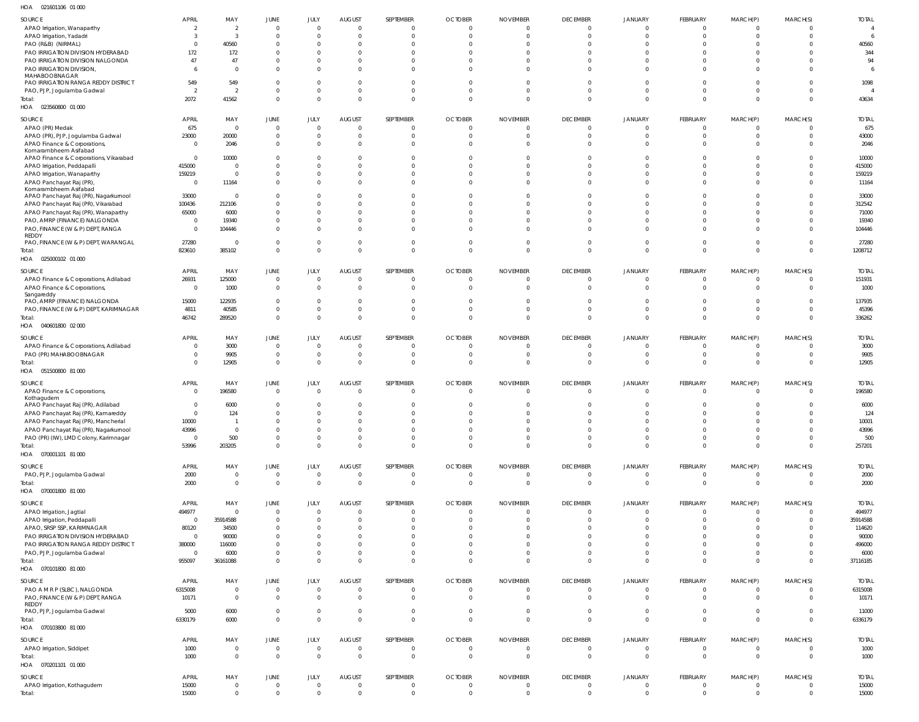HOA 021601106 01 000

| SOURCE | APRIL | MAY | JUNE | JULY | AUGUST | SEPTEMBER | OCTOBER | NOVEMBER | DECEMBER | JANUARY | FEBRUARY | MARCH(P) | MARCH(S) | TOTAL |
|---|---|---|---|---|---|---|---|---|---|---|---|---|---|---|
| APAO Irrigation, Wanaparthy | 2 | 2 | 0 | 0 | 0 | 0 | 0 | 0 | 0 | 0 | 0 | 0 | 0 | 4 |
| APAO Irrigation, Yadadri | 3 | 3 | 0 | 0 | 0 | 0 | 0 | 0 | 0 | 0 | 0 | 0 | 0 | 6 |
| PAO (R&B) (NIRMAL) | 0 | 40560 | 0 | 0 | 0 | 0 | 0 | 0 | 0 | 0 | 0 | 0 | 0 | 40560 |
| PAO IRRIGATION DIVISION HYDERABAD | 172 | 172 | 0 | 0 | 0 | 0 | 0 | 0 | 0 | 0 | 0 | 0 | 0 | 344 |
| PAO IRRIGATION DIVISION NALGONDA | 47 | 47 | 0 | 0 | 0 | 0 | 0 | 0 | 0 | 0 | 0 | 0 | 0 | 94 |
| PAO IRRIGATION DIVISION, MAHABOOBNAGAR | 6 | 0 | 0 | 0 | 0 | 0 | 0 | 0 | 0 | 0 | 0 | 0 | 0 | 6 |
| PAO IRRIGATION RANGA REDDY DISTRICT | 549 | 549 | 0 | 0 | 0 | 0 | 0 | 0 | 0 | 0 | 0 | 0 | 0 | 1098 |
| PAO, PJP, Jogulamba Gadwal | 2 | 2 | 0 | 0 | 0 | 0 | 0 | 0 | 0 | 0 | 0 | 0 | 0 | 4 |
| Total: | 2072 | 41562 | 0 | 0 | 0 | 0 | 0 | 0 | 0 | 0 | 0 | 0 | 0 | 43634 |

HOA 023560800 01 000

| SOURCE | APRIL | MAY | JUNE | JULY | AUGUST | SEPTEMBER | OCTOBER | NOVEMBER | DECEMBER | JANUARY | FEBRUARY | MARCH(P) | MARCH(S) | TOTAL |
|---|---|---|---|---|---|---|---|---|---|---|---|---|---|---|
| APAO (PR) Medak | 675 | 0 | 0 | 0 | 0 | 0 | 0 | 0 | 0 | 0 | 0 | 0 | 0 | 675 |
| APAO (PR), PJP, Jogulamba Gadwal | 23000 | 20000 | 0 | 0 | 0 | 0 | 0 | 0 | 0 | 0 | 0 | 0 | 0 | 43000 |
| APAO Finance & Corporations, Komarambheem Asifabad | 0 | 2046 | 0 | 0 | 0 | 0 | 0 | 0 | 0 | 0 | 0 | 0 | 0 | 2046 |
| APAO Finance & Corporations, Vikarabad | 0 | 10000 | 0 | 0 | 0 | 0 | 0 | 0 | 0 | 0 | 0 | 0 | 0 | 10000 |
| APAO Irrigation, Peddapalli | 415000 | 0 | 0 | 0 | 0 | 0 | 0 | 0 | 0 | 0 | 0 | 0 | 0 | 415000 |
| APAO Irrigation, Wanaparthy | 159219 | 0 | 0 | 0 | 0 | 0 | 0 | 0 | 0 | 0 | 0 | 0 | 0 | 159219 |
| APAO Panchayat Raj (PR), Komarambheem Asifabad | 0 | 11164 | 0 | 0 | 0 | 0 | 0 | 0 | 0 | 0 | 0 | 0 | 0 | 11164 |
| APAO Panchayat Raj (PR), Nagarkurnool | 33000 | 0 | 0 | 0 | 0 | 0 | 0 | 0 | 0 | 0 | 0 | 0 | 0 | 33000 |
| APAO Panchayat Raj (PR), Vikarabad | 100436 | 212106 | 0 | 0 | 0 | 0 | 0 | 0 | 0 | 0 | 0 | 0 | 0 | 312542 |
| APAO Panchayat Raj (PR), Wanaparthy | 65000 | 6000 | 0 | 0 | 0 | 0 | 0 | 0 | 0 | 0 | 0 | 0 | 0 | 71000 |
| PAO, AMRP (FINANCE) NALGONDA | 0 | 19340 | 0 | 0 | 0 | 0 | 0 | 0 | 0 | 0 | 0 | 0 | 0 | 19340 |
| PAO, FINANCE (W & P) DEPT, RANGA REDDY | 0 | 104446 | 0 | 0 | 0 | 0 | 0 | 0 | 0 | 0 | 0 | 0 | 0 | 104446 |
| PAO, FINANCE (W & P) DEPT, WARANGAL | 27280 | 0 | 0 | 0 | 0 | 0 | 0 | 0 | 0 | 0 | 0 | 0 | 0 | 27280 |
| Total: | 823610 | 385102 | 0 | 0 | 0 | 0 | 0 | 0 | 0 | 0 | 0 | 0 | 0 | 1208712 |

HOA 025000102 01 000

| SOURCE | APRIL | MAY | JUNE | JULY | AUGUST | SEPTEMBER | OCTOBER | NOVEMBER | DECEMBER | JANUARY | FEBRUARY | MARCH(P) | MARCH(S) | TOTAL |
|---|---|---|---|---|---|---|---|---|---|---|---|---|---|---|
| APAO Finance & Corporations, Adilabad | 26931 | 125000 | 0 | 0 | 0 | 0 | 0 | 0 | 0 | 0 | 0 | 0 | 0 | 151931 |
| APAO Finance & Corporations, Sangareddy | 0 | 1000 | 0 | 0 | 0 | 0 | 0 | 0 | 0 | 0 | 0 | 0 | 0 | 1000 |
| PAO, AMRP (FINANCE) NALGONDA | 15000 | 122935 | 0 | 0 | 0 | 0 | 0 | 0 | 0 | 0 | 0 | 0 | 0 | 137935 |
| PAO, FINANCE (W & P) DEPT, KARIMNAGAR | 4811 | 40585 | 0 | 0 | 0 | 0 | 0 | 0 | 0 | 0 | 0 | 0 | 0 | 45396 |
| Total: | 46742 | 289520 | 0 | 0 | 0 | 0 | 0 | 0 | 0 | 0 | 0 | 0 | 0 | 336262 |

HOA 040601800 02 000

| SOURCE | APRIL | MAY | JUNE | JULY | AUGUST | SEPTEMBER | OCTOBER | NOVEMBER | DECEMBER | JANUARY | FEBRUARY | MARCH(P) | MARCH(S) | TOTAL |
|---|---|---|---|---|---|---|---|---|---|---|---|---|---|---|
| APAO Finance & Corporations, Adilabad | 0 | 3000 | 0 | 0 | 0 | 0 | 0 | 0 | 0 | 0 | 0 | 0 | 0 | 3000 |
| PAO (PR) MAHABOOBNAGAR | 0 | 9905 | 0 | 0 | 0 | 0 | 0 | 0 | 0 | 0 | 0 | 0 | 0 | 9905 |
| Total: | 0 | 12905 | 0 | 0 | 0 | 0 | 0 | 0 | 0 | 0 | 0 | 0 | 0 | 12905 |

HOA 051500800 81 000

| SOURCE | APRIL | MAY | JUNE | JULY | AUGUST | SEPTEMBER | OCTOBER | NOVEMBER | DECEMBER | JANUARY | FEBRUARY | MARCH(P) | MARCH(S) | TOTAL |
|---|---|---|---|---|---|---|---|---|---|---|---|---|---|---|
| APAO Finance & Corporations, Kothagudem | 0 | 196580 | 0 | 0 | 0 | 0 | 0 | 0 | 0 | 0 | 0 | 0 | 0 | 196580 |
| APAO Panchayat Raj (PR), Adilabad | 0 | 6000 | 0 | 0 | 0 | 0 | 0 | 0 | 0 | 0 | 0 | 0 | 0 | 6000 |
| APAO Panchayat Raj (PR), Kamareddy | 0 | 124 | 0 | 0 | 0 | 0 | 0 | 0 | 0 | 0 | 0 | 0 | 0 | 124 |
| APAO Panchayat Raj (PR), Mancherial | 10000 | 1 | 0 | 0 | 0 | 0 | 0 | 0 | 0 | 0 | 0 | 0 | 0 | 10001 |
| APAO Panchayat Raj (PR), Nagarkurnool | 43996 | 0 | 0 | 0 | 0 | 0 | 0 | 0 | 0 | 0 | 0 | 0 | 0 | 43996 |
| PAO (PR) (IW), LMD Colony, Karimnagar | 0 | 500 | 0 | 0 | 0 | 0 | 0 | 0 | 0 | 0 | 0 | 0 | 0 | 500 |
| Total: | 53996 | 203205 | 0 | 0 | 0 | 0 | 0 | 0 | 0 | 0 | 0 | 0 | 0 | 257201 |

HOA 070001101 81 000

| SOURCE | APRIL | MAY | JUNE | JULY | AUGUST | SEPTEMBER | OCTOBER | NOVEMBER | DECEMBER | JANUARY | FEBRUARY | MARCH(P) | MARCH(S) | TOTAL |
|---|---|---|---|---|---|---|---|---|---|---|---|---|---|---|
| PAO, PJP, Jogulamba Gadwal | 2000 | 0 | 0 | 0 | 0 | 0 | 0 | 0 | 0 | 0 | 0 | 0 | 0 | 2000 |
| Total: | 2000 | 0 | 0 | 0 | 0 | 0 | 0 | 0 | 0 | 0 | 0 | 0 | 0 | 2000 |

HOA 070001800 81 000

| SOURCE | APRIL | MAY | JUNE | JULY | AUGUST | SEPTEMBER | OCTOBER | NOVEMBER | DECEMBER | JANUARY | FEBRUARY | MARCH(P) | MARCH(S) | TOTAL |
|---|---|---|---|---|---|---|---|---|---|---|---|---|---|---|
| APAO Irrigation, Jagtial | 494977 | 0 | 0 | 0 | 0 | 0 | 0 | 0 | 0 | 0 | 0 | 0 | 0 | 494977 |
| APAO Irrigation, Peddapalli | 0 | 35914588 | 0 | 0 | 0 | 0 | 0 | 0 | 0 | 0 | 0 | 0 | 0 | 35914588 |
| APAO, SRSP SSP, KARIMNAGAR | 80120 | 34500 | 0 | 0 | 0 | 0 | 0 | 0 | 0 | 0 | 0 | 0 | 0 | 114620 |
| PAO IRRIGATION DIVISION HYDERABAD | 0 | 90000 | 0 | 0 | 0 | 0 | 0 | 0 | 0 | 0 | 0 | 0 | 0 | 90000 |
| PAO IRRIGATION RANGA REDDY DISTRICT | 380000 | 116000 | 0 | 0 | 0 | 0 | 0 | 0 | 0 | 0 | 0 | 0 | 0 | 496000 |
| PAO, PJP, Jogulamba Gadwal | 0 | 6000 | 0 | 0 | 0 | 0 | 0 | 0 | 0 | 0 | 0 | 0 | 0 | 6000 |
| Total: | 955097 | 36161088 | 0 | 0 | 0 | 0 | 0 | 0 | 0 | 0 | 0 | 0 | 0 | 37116185 |

HOA 070101800 81 000

| SOURCE | APRIL | MAY | JUNE | JULY | AUGUST | SEPTEMBER | OCTOBER | NOVEMBER | DECEMBER | JANUARY | FEBRUARY | MARCH(P) | MARCH(S) | TOTAL |
|---|---|---|---|---|---|---|---|---|---|---|---|---|---|---|
| PAO A M R P (SLBC), NALGONDA | 6315008 | 0 | 0 | 0 | 0 | 0 | 0 | 0 | 0 | 0 | 0 | 0 | 0 | 6315008 |
| PAO, FINANCE (W & P) DEPT, RANGA REDDY | 10171 | 0 | 0 | 0 | 0 | 0 | 0 | 0 | 0 | 0 | 0 | 0 | 0 | 10171 |
| PAO, PJP, Jogulamba Gadwal | 5000 | 6000 | 0 | 0 | 0 | 0 | 0 | 0 | 0 | 0 | 0 | 0 | 0 | 11000 |
| Total: | 6330179 | 6000 | 0 | 0 | 0 | 0 | 0 | 0 | 0 | 0 | 0 | 0 | 0 | 6336179 |

HOA 070103800 81 000

| SOURCE | APRIL | MAY | JUNE | JULY | AUGUST | SEPTEMBER | OCTOBER | NOVEMBER | DECEMBER | JANUARY | FEBRUARY | MARCH(P) | MARCH(S) | TOTAL |
|---|---|---|---|---|---|---|---|---|---|---|---|---|---|---|
| APAO Irrigation, Siddipet | 1000 | 0 | 0 | 0 | 0 | 0 | 0 | 0 | 0 | 0 | 0 | 0 | 0 | 1000 |
| Total: | 1000 | 0 | 0 | 0 | 0 | 0 | 0 | 0 | 0 | 0 | 0 | 0 | 0 | 1000 |

HOA 070201101 01 000

| SOURCE | APRIL | MAY | JUNE | JULY | AUGUST | SEPTEMBER | OCTOBER | NOVEMBER | DECEMBER | JANUARY | FEBRUARY | MARCH(P) | MARCH(S) | TOTAL |
|---|---|---|---|---|---|---|---|---|---|---|---|---|---|---|
| APAO Irrigation, Kothagudem | 15000 | 0 | 0 | 0 | 0 | 0 | 0 | 0 | 0 | 0 | 0 | 0 | 0 | 15000 |
| Total: | 15000 | 0 | 0 | 0 | 0 | 0 | 0 | 0 | 0 | 0 | 0 | 0 | 0 | 15000 |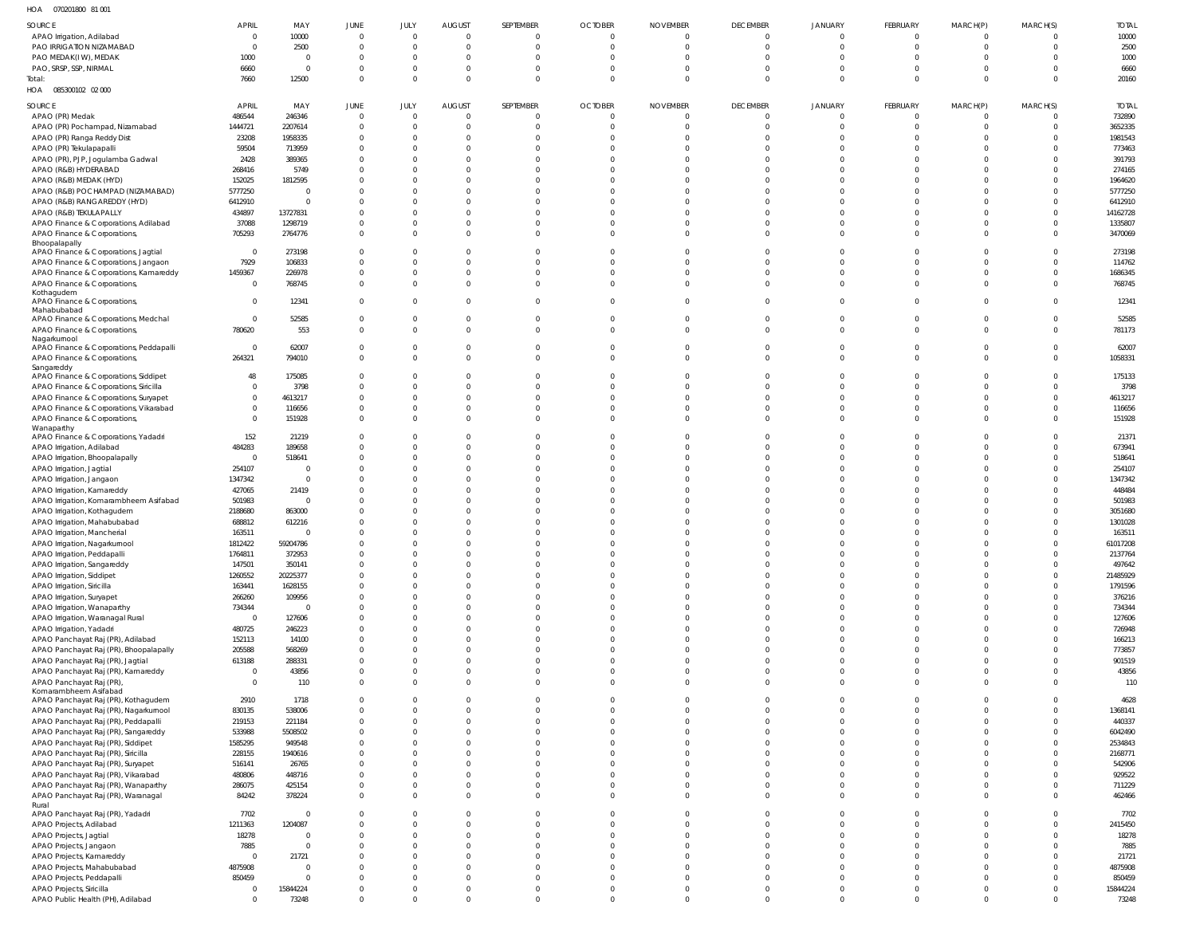HOA 070201800 81 001

| SOURCE | APRIL | MAY | JUNE | JULY | AUGUST | SEPTEMBER | OCTOBER | NOVEMBER | DECEMBER | JANUARY | FEBRUARY | MARCH(P) | MARCH(S) | TOTAL |
|---|---|---|---|---|---|---|---|---|---|---|---|---|---|---|
| APAO Irrigation, Adilabad | 0 | 10000 | 0 | 0 | 0 | 0 | 0 | 0 | 0 | 0 | 0 | 0 | 0 | 10000 |
| PAO IRRIGATION NIZAMABAD | 0 | 2500 | 0 | 0 | 0 | 0 | 0 | 0 | 0 | 0 | 0 | 0 | 0 | 2500 |
| PAO MEDAK(IW), MEDAK | 1000 | 0 | 0 | 0 | 0 | 0 | 0 | 0 | 0 | 0 | 0 | 0 | 0 | 1000 |
| PAO, SRSP, SSP, NIRMAL | 6660 | 0 | 0 | 0 | 0 | 0 | 0 | 0 | 0 | 0 | 0 | 0 | 0 | 6660 |
| Total: | 7660 | 12500 | 0 | 0 | 0 | 0 | 0 | 0 | 0 | 0 | 0 | 0 | 0 | 20160 |

HOA 085300102 02 000

| SOURCE | APRIL | MAY | JUNE | JULY | AUGUST | SEPTEMBER | OCTOBER | NOVEMBER | DECEMBER | JANUARY | FEBRUARY | MARCH(P) | MARCH(S) | TOTAL |
|---|---|---|---|---|---|---|---|---|---|---|---|---|---|---|
| APAO (PR) Medak | 486544 | 246346 | 0 | 0 | 0 | 0 | 0 | 0 | 0 | 0 | 0 | 0 | 0 | 732890 |
| APAO (PR) Pochampad, Nizamabad | 1444721 | 2207614 | 0 | 0 | 0 | 0 | 0 | 0 | 0 | 0 | 0 | 0 | 0 | 3652335 |
| APAO (PR) Ranga Reddy Dist | 23208 | 1958335 | 0 | 0 | 0 | 0 | 0 | 0 | 0 | 0 | 0 | 0 | 0 | 1981543 |
| APAO (PR) Tekulapalli | 59504 | 713959 | 0 | 0 | 0 | 0 | 0 | 0 | 0 | 0 | 0 | 0 | 0 | 773463 |
| APAO (PR), PJP, Jogulamba Gadwal | 2428 | 389365 | 0 | 0 | 0 | 0 | 0 | 0 | 0 | 0 | 0 | 0 | 0 | 391793 |
| APAO (R&B) HYDERABAD | 268416 | 5749 | 0 | 0 | 0 | 0 | 0 | 0 | 0 | 0 | 0 | 0 | 0 | 274165 |
| APAO (R&B) MEDAK (HYD) | 152025 | 1812595 | 0 | 0 | 0 | 0 | 0 | 0 | 0 | 0 | 0 | 0 | 0 | 1964620 |
| APAO (R&B) POCHAMPAD (NIZAMABAD) | 5777250 | 0 | 0 | 0 | 0 | 0 | 0 | 0 | 0 | 0 | 0 | 0 | 0 | 5777250 |
| APAO (R&B) RANGAREDDY (HYD) | 6412910 | 0 | 0 | 0 | 0 | 0 | 0 | 0 | 0 | 0 | 0 | 0 | 0 | 6412910 |
| APAO (R&B) TEKULAPALLY | 434897 | 13727831 | 0 | 0 | 0 | 0 | 0 | 0 | 0 | 0 | 0 | 0 | 0 | 14162728 |
| APAO Finance & Corporations, Adilabad | 37088 | 1298719 | 0 | 0 | 0 | 0 | 0 | 0 | 0 | 0 | 0 | 0 | 0 | 1335807 |
| APAO Finance & Corporations, Bhoopalapally | 705293 | 2764776 | 0 | 0 | 0 | 0 | 0 | 0 | 0 | 0 | 0 | 0 | 0 | 3470069 |
| APAO Finance & Corporations, Jagtial | 0 | 273198 | 0 | 0 | 0 | 0 | 0 | 0 | 0 | 0 | 0 | 0 | 0 | 273198 |
| APAO Finance & Corporations, Jangaon | 7929 | 106833 | 0 | 0 | 0 | 0 | 0 | 0 | 0 | 0 | 0 | 0 | 0 | 114762 |
| APAO Finance & Corporations, Kamareddy | 1459367 | 226978 | 0 | 0 | 0 | 0 | 0 | 0 | 0 | 0 | 0 | 0 | 0 | 1686345 |
| APAO Finance & Corporations, Kothagudem | 0 | 768745 | 0 | 0 | 0 | 0 | 0 | 0 | 0 | 0 | 0 | 0 | 0 | 768745 |
| APAO Finance & Corporations, Mahabubabad | 0 | 12341 | 0 | 0 | 0 | 0 | 0 | 0 | 0 | 0 | 0 | 0 | 0 | 12341 |
| APAO Finance & Corporations, Medchal | 0 | 52585 | 0 | 0 | 0 | 0 | 0 | 0 | 0 | 0 | 0 | 0 | 0 | 52585 |
| APAO Finance & Corporations, Nagarkurnool | 780620 | 553 | 0 | 0 | 0 | 0 | 0 | 0 | 0 | 0 | 0 | 0 | 0 | 781173 |
| APAO Finance & Corporations, Peddapalli | 0 | 62007 | 0 | 0 | 0 | 0 | 0 | 0 | 0 | 0 | 0 | 0 | 0 | 62007 |
| APAO Finance & Corporations, Sangareddy | 264321 | 794010 | 0 | 0 | 0 | 0 | 0 | 0 | 0 | 0 | 0 | 0 | 0 | 1058331 |
| APAO Finance & Corporations, Siddipet | 48 | 175085 | 0 | 0 | 0 | 0 | 0 | 0 | 0 | 0 | 0 | 0 | 0 | 175133 |
| APAO Finance & Corporations, Siricilla | 0 | 3798 | 0 | 0 | 0 | 0 | 0 | 0 | 0 | 0 | 0 | 0 | 0 | 3798 |
| APAO Finance & Corporations, Suryapet | 0 | 4613217 | 0 | 0 | 0 | 0 | 0 | 0 | 0 | 0 | 0 | 0 | 0 | 4613217 |
| APAO Finance & Corporations, Vikarabad | 0 | 116656 | 0 | 0 | 0 | 0 | 0 | 0 | 0 | 0 | 0 | 0 | 0 | 116656 |
| APAO Finance & Corporations, Wanaparthy | 0 | 151928 | 0 | 0 | 0 | 0 | 0 | 0 | 0 | 0 | 0 | 0 | 0 | 151928 |
| APAO Finance & Corporations, Yadadri | 152 | 21219 | 0 | 0 | 0 | 0 | 0 | 0 | 0 | 0 | 0 | 0 | 0 | 21371 |
| APAO Irrigation, Adilabad | 484283 | 189658 | 0 | 0 | 0 | 0 | 0 | 0 | 0 | 0 | 0 | 0 | 0 | 673941 |
| APAO Irrigation, Bhoopalapally | 0 | 518641 | 0 | 0 | 0 | 0 | 0 | 0 | 0 | 0 | 0 | 0 | 0 | 518641 |
| APAO Irrigation, Jagtial | 254107 | 0 | 0 | 0 | 0 | 0 | 0 | 0 | 0 | 0 | 0 | 0 | 0 | 254107 |
| APAO Irrigation, Jangaon | 1347342 | 0 | 0 | 0 | 0 | 0 | 0 | 0 | 0 | 0 | 0 | 0 | 0 | 1347342 |
| APAO Irrigation, Kamareddy | 427065 | 21419 | 0 | 0 | 0 | 0 | 0 | 0 | 0 | 0 | 0 | 0 | 0 | 448484 |
| APAO Irrigation, Komarambheem Asifabad | 501983 | 0 | 0 | 0 | 0 | 0 | 0 | 0 | 0 | 0 | 0 | 0 | 0 | 501983 |
| APAO Irrigation, Kothagudem | 2188680 | 863000 | 0 | 0 | 0 | 0 | 0 | 0 | 0 | 0 | 0 | 0 | 0 | 3051680 |
| APAO Irrigation, Mahabubabad | 688812 | 612216 | 0 | 0 | 0 | 0 | 0 | 0 | 0 | 0 | 0 | 0 | 0 | 1301028 |
| APAO Irrigation, Mancherial | 163511 | 0 | 0 | 0 | 0 | 0 | 0 | 0 | 0 | 0 | 0 | 0 | 0 | 163511 |
| APAO Irrigation, Nagarkurnool | 1812422 | 59204786 | 0 | 0 | 0 | 0 | 0 | 0 | 0 | 0 | 0 | 0 | 0 | 61017208 |
| APAO Irrigation, Peddapalli | 1764811 | 372953 | 0 | 0 | 0 | 0 | 0 | 0 | 0 | 0 | 0 | 0 | 0 | 2137764 |
| APAO Irrigation, Sangareddy | 147501 | 350141 | 0 | 0 | 0 | 0 | 0 | 0 | 0 | 0 | 0 | 0 | 0 | 497642 |
| APAO Irrigation, Siddipet | 1260552 | 20225377 | 0 | 0 | 0 | 0 | 0 | 0 | 0 | 0 | 0 | 0 | 0 | 21485929 |
| APAO Irrigation, Siricilla | 163441 | 1628155 | 0 | 0 | 0 | 0 | 0 | 0 | 0 | 0 | 0 | 0 | 0 | 1791596 |
| APAO Irrigation, Suryapet | 266260 | 109956 | 0 | 0 | 0 | 0 | 0 | 0 | 0 | 0 | 0 | 0 | 0 | 376216 |
| APAO Irrigation, Wanaparthy | 734344 | 0 | 0 | 0 | 0 | 0 | 0 | 0 | 0 | 0 | 0 | 0 | 0 | 734344 |
| APAO Irrigation, Waranagal Rural | 0 | 127606 | 0 | 0 | 0 | 0 | 0 | 0 | 0 | 0 | 0 | 0 | 0 | 127606 |
| APAO Irrigation, Yadadri | 480725 | 246223 | 0 | 0 | 0 | 0 | 0 | 0 | 0 | 0 | 0 | 0 | 0 | 726948 |
| APAO Panchayat Raj (PR), Adilabad | 152113 | 14100 | 0 | 0 | 0 | 0 | 0 | 0 | 0 | 0 | 0 | 0 | 0 | 166213 |
| APAO Panchayat Raj (PR), Bhoopalapally | 205588 | 568269 | 0 | 0 | 0 | 0 | 0 | 0 | 0 | 0 | 0 | 0 | 0 | 773857 |
| APAO Panchayat Raj (PR), Jagtial | 613188 | 288331 | 0 | 0 | 0 | 0 | 0 | 0 | 0 | 0 | 0 | 0 | 0 | 901519 |
| APAO Panchayat Raj (PR), Kamareddy | 0 | 43856 | 0 | 0 | 0 | 0 | 0 | 0 | 0 | 0 | 0 | 0 | 0 | 43856 |
| APAO Panchayat Raj (PR), Komarambheem Asifabad | 0 | 110 | 0 | 0 | 0 | 0 | 0 | 0 | 0 | 0 | 0 | 0 | 0 | 110 |
| APAO Panchayat Raj (PR), Kothagudem | 2910 | 1718 | 0 | 0 | 0 | 0 | 0 | 0 | 0 | 0 | 0 | 0 | 0 | 4628 |
| APAO Panchayat Raj (PR), Nagarkurnool | 830135 | 538006 | 0 | 0 | 0 | 0 | 0 | 0 | 0 | 0 | 0 | 0 | 0 | 1368141 |
| APAO Panchayat Raj (PR), Peddapalli | 219153 | 221184 | 0 | 0 | 0 | 0 | 0 | 0 | 0 | 0 | 0 | 0 | 0 | 440337 |
| APAO Panchayat Raj (PR), Sangareddy | 533988 | 5508502 | 0 | 0 | 0 | 0 | 0 | 0 | 0 | 0 | 0 | 0 | 0 | 6042490 |
| APAO Panchayat Raj (PR), Siddipet | 1585295 | 949548 | 0 | 0 | 0 | 0 | 0 | 0 | 0 | 0 | 0 | 0 | 0 | 2534843 |
| APAO Panchayat Raj (PR), Siricilla | 228155 | 1940616 | 0 | 0 | 0 | 0 | 0 | 0 | 0 | 0 | 0 | 0 | 0 | 2168771 |
| APAO Panchayat Raj (PR), Suryapet | 516141 | 26765 | 0 | 0 | 0 | 0 | 0 | 0 | 0 | 0 | 0 | 0 | 0 | 542906 |
| APAO Panchayat Raj (PR), Vikarabad | 480806 | 448716 | 0 | 0 | 0 | 0 | 0 | 0 | 0 | 0 | 0 | 0 | 0 | 929522 |
| APAO Panchayat Raj (PR), Wanaparthy | 286075 | 425154 | 0 | 0 | 0 | 0 | 0 | 0 | 0 | 0 | 0 | 0 | 0 | 711229 |
| APAO Panchayat Raj (PR), Waranagal Rural | 84242 | 378224 | 0 | 0 | 0 | 0 | 0 | 0 | 0 | 0 | 0 | 0 | 0 | 462466 |
| APAO Panchayat Raj (PR), Yadadri | 7702 | 0 | 0 | 0 | 0 | 0 | 0 | 0 | 0 | 0 | 0 | 0 | 0 | 7702 |
| APAO Projects, Adilabad | 1211363 | 1204087 | 0 | 0 | 0 | 0 | 0 | 0 | 0 | 0 | 0 | 0 | 0 | 2415450 |
| APAO Projects, Jagtial | 18278 | 0 | 0 | 0 | 0 | 0 | 0 | 0 | 0 | 0 | 0 | 0 | 0 | 18278 |
| APAO Projects, Jangaon | 7885 | 0 | 0 | 0 | 0 | 0 | 0 | 0 | 0 | 0 | 0 | 0 | 0 | 7885 |
| APAO Projects, Kamareddy | 0 | 21721 | 0 | 0 | 0 | 0 | 0 | 0 | 0 | 0 | 0 | 0 | 0 | 21721 |
| APAO Projects, Mahabubabad | 4875908 | 0 | 0 | 0 | 0 | 0 | 0 | 0 | 0 | 0 | 0 | 0 | 0 | 4875908 |
| APAO Projects, Peddapalli | 850459 | 0 | 0 | 0 | 0 | 0 | 0 | 0 | 0 | 0 | 0 | 0 | 0 | 850459 |
| APAO Projects, Siricilla | 0 | 15844224 | 0 | 0 | 0 | 0 | 0 | 0 | 0 | 0 | 0 | 0 | 0 | 15844224 |
| APAO Public Health (PH), Adilabad | 0 | 73248 | 0 | 0 | 0 | 0 | 0 | 0 | 0 | 0 | 0 | 0 | 0 | 73248 |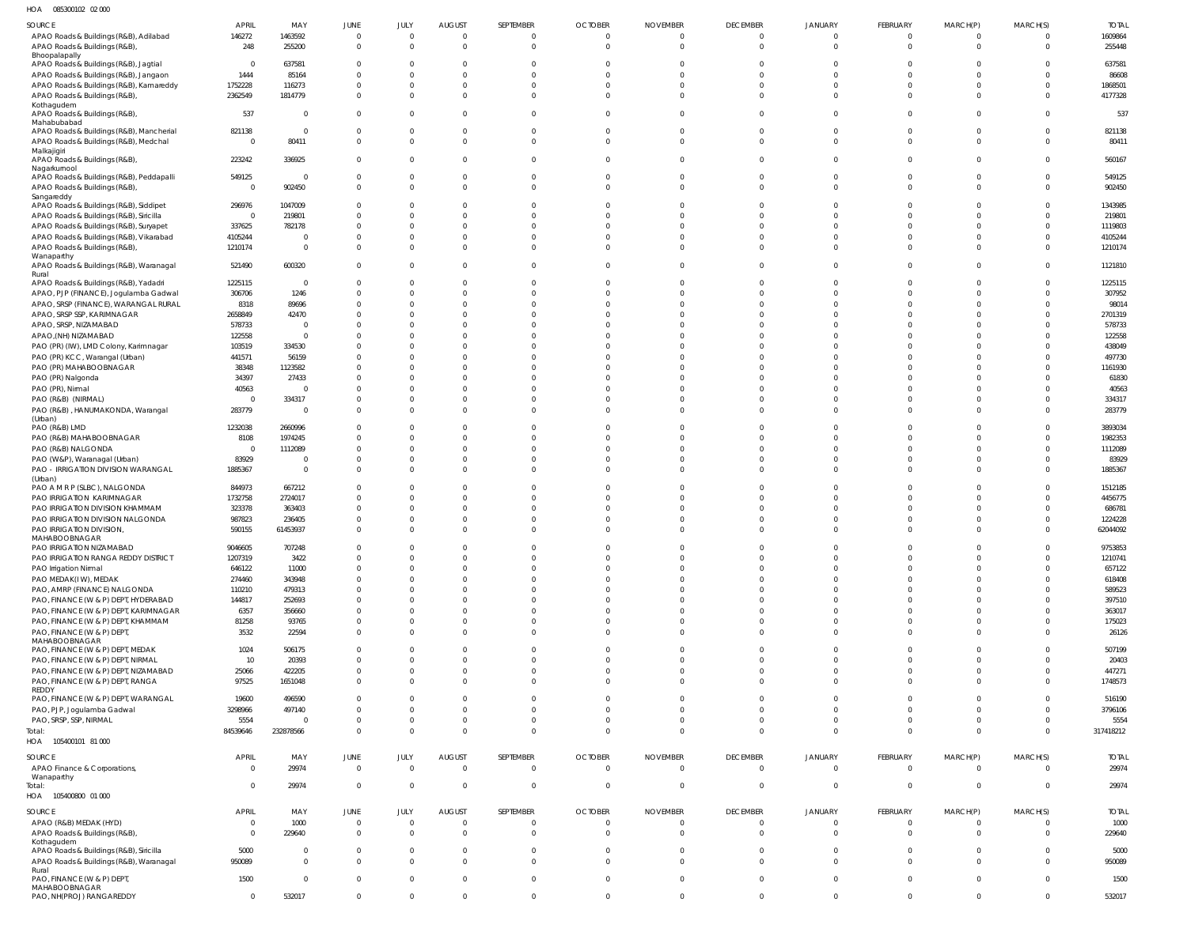HOA 085300102 02 000

| SOURCE | APRIL | MAY | JUNE | JULY | AUGUST | SEPTEMBER | OCTOBER | NOVEMBER | DECEMBER | JANUARY | FEBRUARY | MARCH(P) | MARCH(S) | TOTAL |
|---|---|---|---|---|---|---|---|---|---|---|---|---|---|---|
| APAO Roads & Buildings (R&B), Adilabad | 146272 | 1463592 | 0 | 0 | 0 | 0 | 0 | 0 | 0 | 0 | 0 | 0 | 0 | 1609864 |
| APAO Roads & Buildings (R&B), Bhoopalapally | 248 | 255200 | 0 | 0 | 0 | 0 | 0 | 0 | 0 | 0 | 0 | 0 | 0 | 255448 |
| APAO Roads & Buildings (R&B), Jagtial | 0 | 637581 | 0 | 0 | 0 | 0 | 0 | 0 | 0 | 0 | 0 | 0 | 0 | 637581 |
| APAO Roads & Buildings (R&B), Jangaon | 1444 | 85164 | 0 | 0 | 0 | 0 | 0 | 0 | 0 | 0 | 0 | 0 | 0 | 86608 |
| APAO Roads & Buildings (R&B), Kamareddy | 1752228 | 116273 | 0 | 0 | 0 | 0 | 0 | 0 | 0 | 0 | 0 | 0 | 0 | 1868501 |
| APAO Roads & Buildings (R&B), Kothagudem | 2362549 | 1814779 | 0 | 0 | 0 | 0 | 0 | 0 | 0 | 0 | 0 | 0 | 0 | 4177328 |
| APAO Roads & Buildings (R&B), Mahabubabad | 537 | 0 | 0 | 0 | 0 | 0 | 0 | 0 | 0 | 0 | 0 | 0 | 0 | 537 |
| APAO Roads & Buildings (R&B), Mancherial | 821138 | 0 | 0 | 0 | 0 | 0 | 0 | 0 | 0 | 0 | 0 | 0 | 0 | 821138 |
| APAO Roads & Buildings (R&B), Medchal Malkajigiri | 0 | 80411 | 0 | 0 | 0 | 0 | 0 | 0 | 0 | 0 | 0 | 0 | 0 | 80411 |
| APAO Roads & Buildings (R&B), Nagarkurnool | 223242 | 336925 | 0 | 0 | 0 | 0 | 0 | 0 | 0 | 0 | 0 | 0 | 0 | 560167 |
| APAO Roads & Buildings (R&B), Peddapalli | 549125 | 0 | 0 | 0 | 0 | 0 | 0 | 0 | 0 | 0 | 0 | 0 | 0 | 549125 |
| APAO Roads & Buildings (R&B), Sangareddy | 0 | 902450 | 0 | 0 | 0 | 0 | 0 | 0 | 0 | 0 | 0 | 0 | 0 | 902450 |
| APAO Roads & Buildings (R&B), Siddipet | 296976 | 1047009 | 0 | 0 | 0 | 0 | 0 | 0 | 0 | 0 | 0 | 0 | 0 | 1343985 |
| APAO Roads & Buildings (R&B), Siricilla | 0 | 219801 | 0 | 0 | 0 | 0 | 0 | 0 | 0 | 0 | 0 | 0 | 0 | 219801 |
| APAO Roads & Buildings (R&B), Suryapet | 337625 | 782178 | 0 | 0 | 0 | 0 | 0 | 0 | 0 | 0 | 0 | 0 | 0 | 1119803 |
| APAO Roads & Buildings (R&B), Vikarabad | 4105244 | 0 | 0 | 0 | 0 | 0 | 0 | 0 | 0 | 0 | 0 | 0 | 0 | 4105244 |
| APAO Roads & Buildings (R&B), Wanaparthy | 1210174 | 0 | 0 | 0 | 0 | 0 | 0 | 0 | 0 | 0 | 0 | 0 | 0 | 1210174 |
| APAO Roads & Buildings (R&B), Waranagal Rural | 521490 | 600320 | 0 | 0 | 0 | 0 | 0 | 0 | 0 | 0 | 0 | 0 | 0 | 1121810 |
| APAO Roads & Buildings (R&B), Yadadri | 1225115 | 0 | 0 | 0 | 0 | 0 | 0 | 0 | 0 | 0 | 0 | 0 | 0 | 1225115 |
| APAO, PJP (FINANCE), Jogulamba Gadwal | 306706 | 1246 | 0 | 0 | 0 | 0 | 0 | 0 | 0 | 0 | 0 | 0 | 0 | 307952 |
| APAO, SRSP (FINANCE), WARANGAL RURAL | 8318 | 89696 | 0 | 0 | 0 | 0 | 0 | 0 | 0 | 0 | 0 | 0 | 0 | 98014 |
| APAO, SRSP SSP, KARIMNAGAR | 2658849 | 42470 | 0 | 0 | 0 | 0 | 0 | 0 | 0 | 0 | 0 | 0 | 0 | 2701319 |
| APAO, SRSP, NIZAMABAD | 578733 | 0 | 0 | 0 | 0 | 0 | 0 | 0 | 0 | 0 | 0 | 0 | 0 | 578733 |
| APAO,(NH) NIZAMABAD | 122558 | 0 | 0 | 0 | 0 | 0 | 0 | 0 | 0 | 0 | 0 | 0 | 0 | 122558 |
| PAO (PR) (IW), LMD Colony, Karimnagar | 103519 | 334530 | 0 | 0 | 0 | 0 | 0 | 0 | 0 | 0 | 0 | 0 | 0 | 438049 |
| PAO (PR) KCC, Warangal (Urban) | 441571 | 56159 | 0 | 0 | 0 | 0 | 0 | 0 | 0 | 0 | 0 | 0 | 0 | 497730 |
| PAO (PR) MAHABOOBNAGAR | 38348 | 1123582 | 0 | 0 | 0 | 0 | 0 | 0 | 0 | 0 | 0 | 0 | 0 | 1161930 |
| PAO (PR) Nalgonda | 34397 | 27433 | 0 | 0 | 0 | 0 | 0 | 0 | 0 | 0 | 0 | 0 | 0 | 61830 |
| PAO (PR), Nirmal | 40563 | 0 | 0 | 0 | 0 | 0 | 0 | 0 | 0 | 0 | 0 | 0 | 0 | 40563 |
| PAO (R&B) (NIRMAL) | 0 | 334317 | 0 | 0 | 0 | 0 | 0 | 0 | 0 | 0 | 0 | 0 | 0 | 334317 |
| PAO (R&B), HANUMAKONDA, Warangal (Urban) | 283779 | 0 | 0 | 0 | 0 | 0 | 0 | 0 | 0 | 0 | 0 | 0 | 0 | 283779 |
| PAO (R&B) LMD | 1232038 | 2660996 | 0 | 0 | 0 | 0 | 0 | 0 | 0 | 0 | 0 | 0 | 0 | 3893034 |
| PAO (R&B) MAHABOOBNAGAR | 8108 | 1974245 | 0 | 0 | 0 | 0 | 0 | 0 | 0 | 0 | 0 | 0 | 0 | 1982353 |
| PAO (R&B) NALGONDA | 0 | 1112089 | 0 | 0 | 0 | 0 | 0 | 0 | 0 | 0 | 0 | 0 | 0 | 1112089 |
| PAO (W&P), Waranagal (Urban) | 83929 | 0 | 0 | 0 | 0 | 0 | 0 | 0 | 0 | 0 | 0 | 0 | 0 | 83929 |
| PAO - IRRIGATION DIVISION WARANGAL (Urban) | 1885367 | 0 | 0 | 0 | 0 | 0 | 0 | 0 | 0 | 0 | 0 | 0 | 0 | 1885367 |
| PAO A M R P (SLBC), NALGONDA | 844973 | 667212 | 0 | 0 | 0 | 0 | 0 | 0 | 0 | 0 | 0 | 0 | 0 | 1512185 |
| PAO IRRIGATION KARIMNAGAR | 1732758 | 2724017 | 0 | 0 | 0 | 0 | 0 | 0 | 0 | 0 | 0 | 0 | 0 | 4456775 |
| PAO IRRIGATION DIVISION KHAMMAM | 323378 | 363403 | 0 | 0 | 0 | 0 | 0 | 0 | 0 | 0 | 0 | 0 | 0 | 686781 |
| PAO IRRIGATION DIVISION NALGONDA | 987823 | 236405 | 0 | 0 | 0 | 0 | 0 | 0 | 0 | 0 | 0 | 0 | 0 | 1224228 |
| PAO IRRIGATION DIVISION, MAHABOOBNAGAR | 590155 | 61453937 | 0 | 0 | 0 | 0 | 0 | 0 | 0 | 0 | 0 | 0 | 0 | 62044092 |
| PAO IRRIGATION NIZAMABAD | 9046605 | 707248 | 0 | 0 | 0 | 0 | 0 | 0 | 0 | 0 | 0 | 0 | 0 | 9753853 |
| PAO IRRIGATION RANGA REDDY DISTRICT | 1207319 | 3422 | 0 | 0 | 0 | 0 | 0 | 0 | 0 | 0 | 0 | 0 | 0 | 1210741 |
| PAO Irrigation Nirmal | 646122 | 11000 | 0 | 0 | 0 | 0 | 0 | 0 | 0 | 0 | 0 | 0 | 0 | 657122 |
| PAO MEDAK(IW), MEDAK | 274460 | 343948 | 0 | 0 | 0 | 0 | 0 | 0 | 0 | 0 | 0 | 0 | 0 | 618408 |
| PAO, AMRP (FINANCE) NALGONDA | 110210 | 479313 | 0 | 0 | 0 | 0 | 0 | 0 | 0 | 0 | 0 | 0 | 0 | 589523 |
| PAO, FINANCE (W & P) DEPT, HYDERABAD | 144817 | 252693 | 0 | 0 | 0 | 0 | 0 | 0 | 0 | 0 | 0 | 0 | 0 | 397510 |
| PAO, FINANCE (W & P) DEPT, KARIMNAGAR | 6357 | 356660 | 0 | 0 | 0 | 0 | 0 | 0 | 0 | 0 | 0 | 0 | 0 | 363017 |
| PAO, FINANCE (W & P) DEPT, KHAMMAM | 81258 | 93765 | 0 | 0 | 0 | 0 | 0 | 0 | 0 | 0 | 0 | 0 | 0 | 175023 |
| PAO, FINANCE (W & P) DEPT, MAHABOOBNAGAR | 3532 | 22594 | 0 | 0 | 0 | 0 | 0 | 0 | 0 | 0 | 0 | 0 | 0 | 26126 |
| PAO, FINANCE (W & P) DEPT, MEDAK | 1024 | 506175 | 0 | 0 | 0 | 0 | 0 | 0 | 0 | 0 | 0 | 0 | 0 | 507199 |
| PAO, FINANCE (W & P) DEPT, NIRMAL | 10 | 20393 | 0 | 0 | 0 | 0 | 0 | 0 | 0 | 0 | 0 | 0 | 0 | 20403 |
| PAO, FINANCE (W & P) DEPT, NIZAMABAD | 25066 | 422205 | 0 | 0 | 0 | 0 | 0 | 0 | 0 | 0 | 0 | 0 | 0 | 447271 |
| PAO, FINANCE (W & P) DEPT, RANGA REDDY | 97525 | 1651048 | 0 | 0 | 0 | 0 | 0 | 0 | 0 | 0 | 0 | 0 | 0 | 1748573 |
| PAO, FINANCE (W & P) DEPT, WARANGAL | 19600 | 496590 | 0 | 0 | 0 | 0 | 0 | 0 | 0 | 0 | 0 | 0 | 0 | 516190 |
| PAO, PJP, Jogulamba Gadwal | 3298966 | 497140 | 0 | 0 | 0 | 0 | 0 | 0 | 0 | 0 | 0 | 0 | 0 | 3796106 |
| PAO, SRSP, SSP, NIRMAL | 5554 | 0 | 0 | 0 | 0 | 0 | 0 | 0 | 0 | 0 | 0 | 0 | 0 | 5554 |
| Total: | 84539646 | 232878566 | 0 | 0 | 0 | 0 | 0 | 0 | 0 | 0 | 0 | 0 | 0 | 317418212 |

HOA 105400101 81 000

| SOURCE | APRIL | MAY | JUNE | JULY | AUGUST | SEPTEMBER | OCTOBER | NOVEMBER | DECEMBER | JANUARY | FEBRUARY | MARCH(P) | MARCH(S) | TOTAL |
|---|---|---|---|---|---|---|---|---|---|---|---|---|---|---|
| APAO Finance & Corporations, Wanaparthy | 0 | 29974 | 0 | 0 | 0 | 0 | 0 | 0 | 0 | 0 | 0 | 0 | 0 | 29974 |
| Total: | 0 | 29974 | 0 | 0 | 0 | 0 | 0 | 0 | 0 | 0 | 0 | 0 | 0 | 29974 |

HOA 105400800 01 000

| SOURCE | APRIL | MAY | JUNE | JULY | AUGUST | SEPTEMBER | OCTOBER | NOVEMBER | DECEMBER | JANUARY | FEBRUARY | MARCH(P) | MARCH(S) | TOTAL |
|---|---|---|---|---|---|---|---|---|---|---|---|---|---|---|
| APAO (R&B) MEDAK (HYD) | 0 | 1000 | 0 | 0 | 0 | 0 | 0 | 0 | 0 | 0 | 0 | 0 | 0 | 1000 |
| APAO Roads & Buildings (R&B), Kothagudem | 0 | 229640 | 0 | 0 | 0 | 0 | 0 | 0 | 0 | 0 | 0 | 0 | 0 | 229640 |
| APAO Roads & Buildings (R&B), Siricilla | 5000 | 0 | 0 | 0 | 0 | 0 | 0 | 0 | 0 | 0 | 0 | 0 | 0 | 5000 |
| APAO Roads & Buildings (R&B), Waranagal Rural | 950089 | 0 | 0 | 0 | 0 | 0 | 0 | 0 | 0 | 0 | 0 | 0 | 0 | 950089 |
| PAO, FINANCE (W & P) DEPT, MAHABOOBNAGAR | 1500 | 0 | 0 | 0 | 0 | 0 | 0 | 0 | 0 | 0 | 0 | 0 | 0 | 1500 |
| PAO, NH(PROJ) RANGAREDDY | 0 | 532017 | 0 | 0 | 0 | 0 | 0 | 0 | 0 | 0 | 0 | 0 | 0 | 532017 |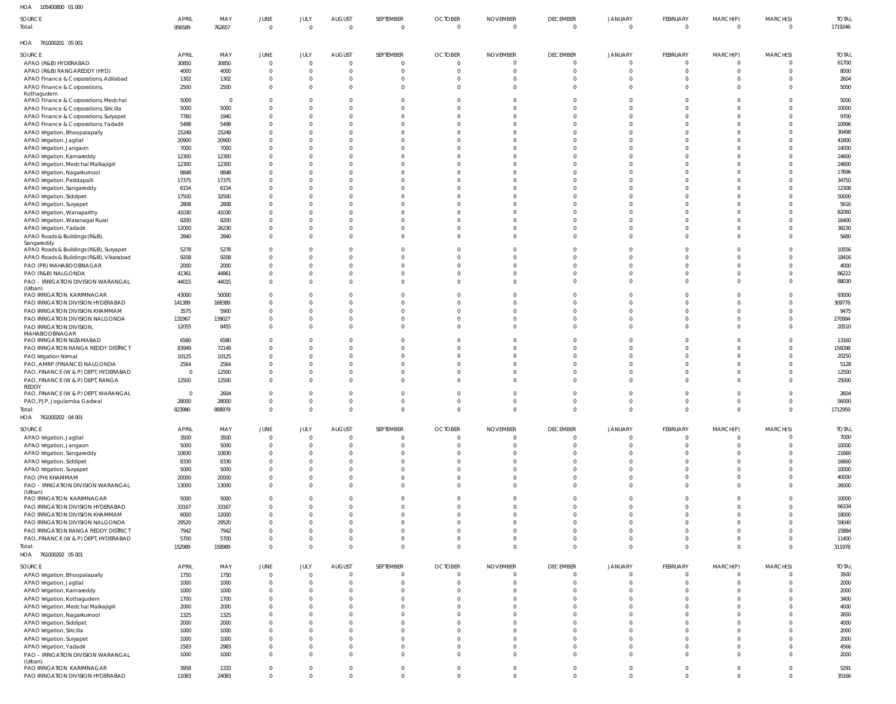HOA 105400800 01 000

| SOURCE | APRIL | MAY | JUNE | JULY | AUGUST | SEPTEMBER | OCTOBER | NOVEMBER | DECEMBER | JANUARY | FEBRUARY | MARCH(P) | MARCH(S) | TOTAL |
|---|---|---|---|---|---|---|---|---|---|---|---|---|---|---|
| Total: | 956589 | 762657 | 0 | 0 | 0 | 0 | 0 | 0 | 0 | 0 | 0 | 0 | 0 | 1719246 |

HOA 761000201 05 001

| SOURCE | APRIL | MAY | JUNE | JULY | AUGUST | SEPTEMBER | OCTOBER | NOVEMBER | DECEMBER | JANUARY | FEBRUARY | MARCH(P) | MARCH(S) | TOTAL |
|---|---|---|---|---|---|---|---|---|---|---|---|---|---|---|
| APAO (R&B) HYDERABAD | 30850 | 30850 | 0 | 0 | 0 | 0 | 0 | 0 | 0 | 0 | 0 | 0 | 0 | 61700 |
| APAO (R&B) RANGAREDDY (HYD) | 4000 | 4000 | 0 | 0 | 0 | 0 | 0 | 0 | 0 | 0 | 0 | 0 | 0 | 8000 |
| APAO Finance & Corporations, Adilabad | 1302 | 1302 | 0 | 0 | 0 | 0 | 0 | 0 | 0 | 0 | 0 | 0 | 0 | 2604 |
| APAO Finance & Corporations, Kothagudem | 2500 | 2500 | 0 | 0 | 0 | 0 | 0 | 0 | 0 | 0 | 0 | 0 | 0 | 5000 |
| APAO Finance & Corporations, Medchal | 5000 | 0 | 0 | 0 | 0 | 0 | 0 | 0 | 0 | 0 | 0 | 0 | 0 | 5000 |
| APAO Finance & Corporations, Siricilla | 5000 | 5000 | 0 | 0 | 0 | 0 | 0 | 0 | 0 | 0 | 0 | 0 | 0 | 10000 |
| APAO Finance & Corporations, Suryapet | 7760 | 1940 | 0 | 0 | 0 | 0 | 0 | 0 | 0 | 0 | 0 | 0 | 0 | 9700 |
| APAO Finance & Corporations, Yadadri | 5498 | 5498 | 0 | 0 | 0 | 0 | 0 | 0 | 0 | 0 | 0 | 0 | 0 | 10996 |
| APAO Irrigation, Bhoopalapally | 15249 | 15249 | 0 | 0 | 0 | 0 | 0 | 0 | 0 | 0 | 0 | 0 | 0 | 30498 |
| APAO Irrigation, Jagtial | 20900 | 20900 | 0 | 0 | 0 | 0 | 0 | 0 | 0 | 0 | 0 | 0 | 0 | 41800 |
| APAO Irrigation, Jangaon | 7000 | 7000 | 0 | 0 | 0 | 0 | 0 | 0 | 0 | 0 | 0 | 0 | 0 | 14000 |
| APAO Irrigation, Kamareddy | 12300 | 12300 | 0 | 0 | 0 | 0 | 0 | 0 | 0 | 0 | 0 | 0 | 0 | 24600 |
| APAO Irrigation, Medchal Malkajigiri | 12300 | 12300 | 0 | 0 | 0 | 0 | 0 | 0 | 0 | 0 | 0 | 0 | 0 | 24600 |
| APAO Irrigation, Nagarkurnool | 8848 | 8848 | 0 | 0 | 0 | 0 | 0 | 0 | 0 | 0 | 0 | 0 | 0 | 17696 |
| APAO Irrigation, Peddapalli | 17375 | 17375 | 0 | 0 | 0 | 0 | 0 | 0 | 0 | 0 | 0 | 0 | 0 | 34750 |
| APAO Irrigation, Sangareddy | 6154 | 6154 | 0 | 0 | 0 | 0 | 0 | 0 | 0 | 0 | 0 | 0 | 0 | 12308 |
| APAO Irrigation, Siddipet | 17500 | 32500 | 0 | 0 | 0 | 0 | 0 | 0 | 0 | 0 | 0 | 0 | 0 | 50000 |
| APAO Irrigation, Suryapet | 2808 | 2808 | 0 | 0 | 0 | 0 | 0 | 0 | 0 | 0 | 0 | 0 | 0 | 5616 |
| APAO Irrigation, Wanaparthy | 41030 | 41030 | 0 | 0 | 0 | 0 | 0 | 0 | 0 | 0 | 0 | 0 | 0 | 82060 |
| APAO Irrigation, Waranagal Rural | 8200 | 8200 | 0 | 0 | 0 | 0 | 0 | 0 | 0 | 0 | 0 | 0 | 0 | 16400 |
| APAO Irrigation, Yadadri | 12000 | 26230 | 0 | 0 | 0 | 0 | 0 | 0 | 0 | 0 | 0 | 0 | 0 | 38230 |
| APAO Roads & Buildings (R&B), Sangareddy | 2840 | 2840 | 0 | 0 | 0 | 0 | 0 | 0 | 0 | 0 | 0 | 0 | 0 | 5680 |
| APAO Roads & Buildings (R&B), Suryapet | 5278 | 5278 | 0 | 0 | 0 | 0 | 0 | 0 | 0 | 0 | 0 | 0 | 0 | 10556 |
| APAO Roads & Buildings (R&B), Vikarabad | 9208 | 9208 | 0 | 0 | 0 | 0 | 0 | 0 | 0 | 0 | 0 | 0 | 0 | 18416 |
| PAO (PR) MAHABOOBNAGAR | 2000 | 2000 | 0 | 0 | 0 | 0 | 0 | 0 | 0 | 0 | 0 | 0 | 0 | 4000 |
| PAO (R&B) NALGONDA | 41361 | 44861 | 0 | 0 | 0 | 0 | 0 | 0 | 0 | 0 | 0 | 0 | 0 | 86222 |
| PAO - IRRIGATION DIVISION WARANGAL (Urban) | 44015 | 44015 | 0 | 0 | 0 | 0 | 0 | 0 | 0 | 0 | 0 | 0 | 0 | 88030 |
| PAO IRRIGATION KARIMNAGAR | 43000 | 50000 | 0 | 0 | 0 | 0 | 0 | 0 | 0 | 0 | 0 | 0 | 0 | 93000 |
| PAO IRRIGATION DIVISION HYDERABAD | 141389 | 168389 | 0 | 0 | 0 | 0 | 0 | 0 | 0 | 0 | 0 | 0 | 0 | 309778 |
| PAO IRRIGATION DIVISION KHAMMAM | 3575 | 5900 | 0 | 0 | 0 | 0 | 0 | 0 | 0 | 0 | 0 | 0 | 0 | 9475 |
| PAO IRRIGATION DIVISION NALGONDA | 131967 | 139027 | 0 | 0 | 0 | 0 | 0 | 0 | 0 | 0 | 0 | 0 | 0 | 270994 |
| PAO IRRIGATION DIVISION, MAHABOOBNAGAR | 12055 | 8455 | 0 | 0 | 0 | 0 | 0 | 0 | 0 | 0 | 0 | 0 | 0 | 20510 |
| PAO IRRIGATION NIZAMABAD | 6580 | 6580 | 0 | 0 | 0 | 0 | 0 | 0 | 0 | 0 | 0 | 0 | 0 | 13160 |
| PAO IRRIGATION RANGA REDDY DISTRICT | 83949 | 72149 | 0 | 0 | 0 | 0 | 0 | 0 | 0 | 0 | 0 | 0 | 0 | 156098 |
| PAO Irrigation Nirmal | 10125 | 10125 | 0 | 0 | 0 | 0 | 0 | 0 | 0 | 0 | 0 | 0 | 0 | 20250 |
| PAO, AMRP (FINANCE) NALGONDA | 2564 | 2564 | 0 | 0 | 0 | 0 | 0 | 0 | 0 | 0 | 0 | 0 | 0 | 5128 |
| PAO, FINANCE (W & P) DEPT, HYDERABAD | 0 | 12500 | 0 | 0 | 0 | 0 | 0 | 0 | 0 | 0 | 0 | 0 | 0 | 12500 |
| PAO, FINANCE (W & P) DEPT, RANGA REDDY | 12500 | 12500 | 0 | 0 | 0 | 0 | 0 | 0 | 0 | 0 | 0 | 0 | 0 | 25000 |
| PAO, FINANCE (W & P) DEPT, WARANGAL | 0 | 2604 | 0 | 0 | 0 | 0 | 0 | 0 | 0 | 0 | 0 | 0 | 0 | 2604 |
| PAO, PJP, Jogulamba Gadwal | 28000 | 28000 | 0 | 0 | 0 | 0 | 0 | 0 | 0 | 0 | 0 | 0 | 0 | 56000 |
| Total: | 823980 | 888979 | 0 | 0 | 0 | 0 | 0 | 0 | 0 | 0 | 0 | 0 | 0 | 1712959 |

HOA 761000202 04 001

| SOURCE | APRIL | MAY | JUNE | JULY | AUGUST | SEPTEMBER | OCTOBER | NOVEMBER | DECEMBER | JANUARY | FEBRUARY | MARCH(P) | MARCH(S) | TOTAL |
|---|---|---|---|---|---|---|---|---|---|---|---|---|---|---|
| APAO Irrigation, Jagtial | 3500 | 3500 | 0 | 0 | 0 | 0 | 0 | 0 | 0 | 0 | 0 | 0 | 0 | 7000 |
| APAO Irrigation, Jangaon | 5000 | 5000 | 0 | 0 | 0 | 0 | 0 | 0 | 0 | 0 | 0 | 0 | 0 | 10000 |
| APAO Irrigation, Sangareddy | 10830 | 10830 | 0 | 0 | 0 | 0 | 0 | 0 | 0 | 0 | 0 | 0 | 0 | 21660 |
| APAO Irrigation, Siddipet | 8330 | 8330 | 0 | 0 | 0 | 0 | 0 | 0 | 0 | 0 | 0 | 0 | 0 | 16660 |
| APAO Irrigation, Suryapet | 5000 | 5000 | 0 | 0 | 0 | 0 | 0 | 0 | 0 | 0 | 0 | 0 | 0 | 10000 |
| PAO (PH) KHAMMAM | 20000 | 20000 | 0 | 0 | 0 | 0 | 0 | 0 | 0 | 0 | 0 | 0 | 0 | 40000 |
| PAO - IRRIGATION DIVISION WARANGAL (Urban) | 13000 | 13000 | 0 | 0 | 0 | 0 | 0 | 0 | 0 | 0 | 0 | 0 | 0 | 26000 |
| PAO IRRIGATION KARIMNAGAR | 5000 | 5000 | 0 | 0 | 0 | 0 | 0 | 0 | 0 | 0 | 0 | 0 | 0 | 10000 |
| PAO IRRIGATION DIVISION HYDERABAD | 33167 | 33167 | 0 | 0 | 0 | 0 | 0 | 0 | 0 | 0 | 0 | 0 | 0 | 66334 |
| PAO IRRIGATION DIVISION KHAMMAM | 6000 | 12000 | 0 | 0 | 0 | 0 | 0 | 0 | 0 | 0 | 0 | 0 | 0 | 18000 |
| PAO IRRIGATION DIVISION NALGONDA | 29520 | 29520 | 0 | 0 | 0 | 0 | 0 | 0 | 0 | 0 | 0 | 0 | 0 | 59040 |
| PAO IRRIGATION RANGA REDDY DISTRICT | 7942 | 7942 | 0 | 0 | 0 | 0 | 0 | 0 | 0 | 0 | 0 | 0 | 0 | 15884 |
| PAO, FINANCE (W & P) DEPT, HYDERABAD | 5700 | 5700 | 0 | 0 | 0 | 0 | 0 | 0 | 0 | 0 | 0 | 0 | 0 | 11400 |
| Total: | 152989 | 158989 | 0 | 0 | 0 | 0 | 0 | 0 | 0 | 0 | 0 | 0 | 0 | 311978 |

HOA 761000202 05 001

| SOURCE | APRIL | MAY | JUNE | JULY | AUGUST | SEPTEMBER | OCTOBER | NOVEMBER | DECEMBER | JANUARY | FEBRUARY | MARCH(P) | MARCH(S) | TOTAL |
|---|---|---|---|---|---|---|---|---|---|---|---|---|---|---|
| APAO Irrigation, Bhoopalapally | 1750 | 1750 | 0 | 0 | 0 | 0 | 0 | 0 | 0 | 0 | 0 | 0 | 0 | 3500 |
| APAO Irrigation, Jagtial | 1000 | 1000 | 0 | 0 | 0 | 0 | 0 | 0 | 0 | 0 | 0 | 0 | 0 | 2000 |
| APAO Irrigation, Kamareddy | 1000 | 1000 | 0 | 0 | 0 | 0 | 0 | 0 | 0 | 0 | 0 | 0 | 0 | 2000 |
| APAO Irrigation, Kothagudem | 1700 | 1700 | 0 | 0 | 0 | 0 | 0 | 0 | 0 | 0 | 0 | 0 | 0 | 3400 |
| APAO Irrigation, Medchal Malkajigiri | 2000 | 2000 | 0 | 0 | 0 | 0 | 0 | 0 | 0 | 0 | 0 | 0 | 0 | 4000 |
| APAO Irrigation, Nagarkurnool | 1325 | 1325 | 0 | 0 | 0 | 0 | 0 | 0 | 0 | 0 | 0 | 0 | 0 | 2650 |
| APAO Irrigation, Siddipet | 2000 | 2000 | 0 | 0 | 0 | 0 | 0 | 0 | 0 | 0 | 0 | 0 | 0 | 4000 |
| APAO Irrigation, Siricilla | 1000 | 1000 | 0 | 0 | 0 | 0 | 0 | 0 | 0 | 0 | 0 | 0 | 0 | 2000 |
| APAO Irrigation, Suryapet | 1000 | 1000 | 0 | 0 | 0 | 0 | 0 | 0 | 0 | 0 | 0 | 0 | 0 | 2000 |
| APAO Irrigation, Yadadri | 1583 | 2983 | 0 | 0 | 0 | 0 | 0 | 0 | 0 | 0 | 0 | 0 | 0 | 4566 |
| PAO - IRRIGATION DIVISION WARANGAL (Urban) | 1000 | 1000 | 0 | 0 | 0 | 0 | 0 | 0 | 0 | 0 | 0 | 0 | 0 | 2000 |
| PAO IRRIGATION KARIMNAGAR | 3958 | 1333 | 0 | 0 | 0 | 0 | 0 | 0 | 0 | 0 | 0 | 0 | 0 | 5291 |
| PAO IRRIGATION DIVISION HYDERABAD | 11083 | 24083 | 0 | 0 | 0 | 0 | 0 | 0 | 0 | 0 | 0 | 0 | 0 | 35166 |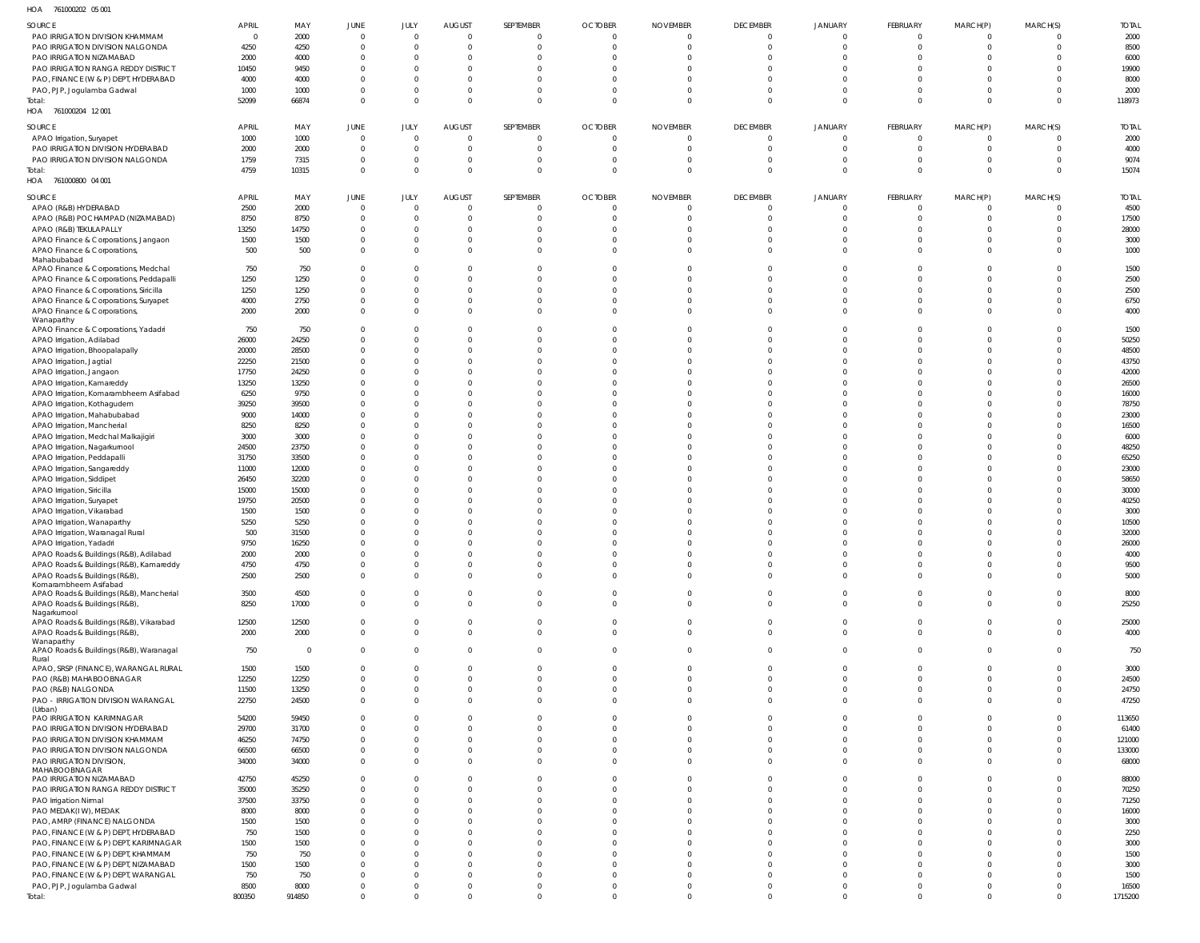HOA 761000202 05 001

| SOURCE | APRIL | MAY | JUNE | JULY | AUGUST | SEPTEMBER | OCTOBER | NOVEMBER | DECEMBER | JANUARY | FEBRUARY | MARCH(P) | MARCH(S) | TOTAL |
|---|---|---|---|---|---|---|---|---|---|---|---|---|---|---|
| PAO IRRIGATION DIVISION KHAMMAM | 0 | 2000 | 0 | 0 | 0 | 0 | 0 | 0 | 0 | 0 | 0 | 0 | 0 | 2000 |
| PAO IRRIGATION DIVISION NALGONDA | 4250 | 4250 | 0 | 0 | 0 | 0 | 0 | 0 | 0 | 0 | 0 | 0 | 0 | 8500 |
| PAO IRRIGATION NIZAMABAD | 2000 | 4000 | 0 | 0 | 0 | 0 | 0 | 0 | 0 | 0 | 0 | 0 | 0 | 6000 |
| PAO IRRIGATION RANGA REDDY DISTRICT | 10450 | 9450 | 0 | 0 | 0 | 0 | 0 | 0 | 0 | 0 | 0 | 0 | 0 | 19900 |
| PAO, FINANCE (W & P) DEPT, HYDERABAD | 4000 | 4000 | 0 | 0 | 0 | 0 | 0 | 0 | 0 | 0 | 0 | 0 | 0 | 8000 |
| PAO, PJP, Jogulamba Gadwal | 1000 | 1000 | 0 | 0 | 0 | 0 | 0 | 0 | 0 | 0 | 0 | 0 | 0 | 2000 |
| Total: | 52099 | 66874 | 0 | 0 | 0 | 0 | 0 | 0 | 0 | 0 | 0 | 0 | 0 | 118973 |

HOA 761000204 12 001

| SOURCE | APRIL | MAY | JUNE | JULY | AUGUST | SEPTEMBER | OCTOBER | NOVEMBER | DECEMBER | JANUARY | FEBRUARY | MARCH(P) | MARCH(S) | TOTAL |
|---|---|---|---|---|---|---|---|---|---|---|---|---|---|---|
| APAO Irrigation, Suryapet | 1000 | 1000 | 0 | 0 | 0 | 0 | 0 | 0 | 0 | 0 | 0 | 0 | 0 | 2000 |
| PAO IRRIGATION DIVISION HYDERABAD | 2000 | 2000 | 0 | 0 | 0 | 0 | 0 | 0 | 0 | 0 | 0 | 0 | 0 | 4000 |
| PAO IRRIGATION DIVISION NALGONDA | 1759 | 7315 | 0 | 0 | 0 | 0 | 0 | 0 | 0 | 0 | 0 | 0 | 0 | 9074 |
| Total: | 4759 | 10315 | 0 | 0 | 0 | 0 | 0 | 0 | 0 | 0 | 0 | 0 | 0 | 15074 |

HOA 761000800 04 001

| SOURCE | APRIL | MAY | JUNE | JULY | AUGUST | SEPTEMBER | OCTOBER | NOVEMBER | DECEMBER | JANUARY | FEBRUARY | MARCH(P) | MARCH(S) | TOTAL |
|---|---|---|---|---|---|---|---|---|---|---|---|---|---|---|
| APAO (R&B) HYDERABAD | 2500 | 2000 | 0 | 0 | 0 | 0 | 0 | 0 | 0 | 0 | 0 | 0 | 0 | 4500 |
| APAO (R&B) POCHAMPAD (NIZAMABAD) | 8750 | 8750 | 0 | 0 | 0 | 0 | 0 | 0 | 0 | 0 | 0 | 0 | 0 | 17500 |
| APAO (R&B) TEKULAPALLY | 13250 | 14750 | 0 | 0 | 0 | 0 | 0 | 0 | 0 | 0 | 0 | 0 | 0 | 28000 |
| APAO Finance & Corporations, Jangaon | 1500 | 1500 | 0 | 0 | 0 | 0 | 0 | 0 | 0 | 0 | 0 | 0 | 0 | 3000 |
| APAO Finance & Corporations, Mahabubabad | 500 | 500 | 0 | 0 | 0 | 0 | 0 | 0 | 0 | 0 | 0 | 0 | 0 | 1000 |
| APAO Finance & Corporations, Medchal | 750 | 750 | 0 | 0 | 0 | 0 | 0 | 0 | 0 | 0 | 0 | 0 | 0 | 1500 |
| APAO Finance & Corporations, Peddapalli | 1250 | 1250 | 0 | 0 | 0 | 0 | 0 | 0 | 0 | 0 | 0 | 0 | 0 | 2500 |
| APAO Finance & Corporations, Siricilla | 1250 | 1250 | 0 | 0 | 0 | 0 | 0 | 0 | 0 | 0 | 0 | 0 | 0 | 2500 |
| APAO Finance & Corporations, Suryapet | 4000 | 2750 | 0 | 0 | 0 | 0 | 0 | 0 | 0 | 0 | 0 | 0 | 0 | 6750 |
| APAO Finance & Corporations, Wanaparthy | 2000 | 2000 | 0 | 0 | 0 | 0 | 0 | 0 | 0 | 0 | 0 | 0 | 0 | 4000 |
| APAO Finance & Corporations, Yadadri | 750 | 750 | 0 | 0 | 0 | 0 | 0 | 0 | 0 | 0 | 0 | 0 | 0 | 1500 |
| APAO Irrigation, Adilabad | 26000 | 24250 | 0 | 0 | 0 | 0 | 0 | 0 | 0 | 0 | 0 | 0 | 0 | 50250 |
| APAO Irrigation, Bhoopalapally | 20000 | 28500 | 0 | 0 | 0 | 0 | 0 | 0 | 0 | 0 | 0 | 0 | 0 | 48500 |
| APAO Irrigation, Jagtial | 22250 | 21500 | 0 | 0 | 0 | 0 | 0 | 0 | 0 | 0 | 0 | 0 | 0 | 43750 |
| APAO Irrigation, Jangaon | 17750 | 24250 | 0 | 0 | 0 | 0 | 0 | 0 | 0 | 0 | 0 | 0 | 0 | 42000 |
| APAO Irrigation, Kamareddy | 13250 | 13250 | 0 | 0 | 0 | 0 | 0 | 0 | 0 | 0 | 0 | 0 | 0 | 26500 |
| APAO Irrigation, Komarambheem Asifabad | 6250 | 9750 | 0 | 0 | 0 | 0 | 0 | 0 | 0 | 0 | 0 | 0 | 0 | 16000 |
| APAO Irrigation, Kothagudem | 39250 | 39500 | 0 | 0 | 0 | 0 | 0 | 0 | 0 | 0 | 0 | 0 | 0 | 78750 |
| APAO Irrigation, Mahabubabad | 9000 | 14000 | 0 | 0 | 0 | 0 | 0 | 0 | 0 | 0 | 0 | 0 | 0 | 23000 |
| APAO Irrigation, Mancherial | 8250 | 8250 | 0 | 0 | 0 | 0 | 0 | 0 | 0 | 0 | 0 | 0 | 0 | 16500 |
| APAO Irrigation, Medchal Malkajigiri | 3000 | 3000 | 0 | 0 | 0 | 0 | 0 | 0 | 0 | 0 | 0 | 0 | 0 | 6000 |
| APAO Irrigation, Nagarkurnool | 24500 | 23750 | 0 | 0 | 0 | 0 | 0 | 0 | 0 | 0 | 0 | 0 | 0 | 48250 |
| APAO Irrigation, Peddapalli | 31750 | 33500 | 0 | 0 | 0 | 0 | 0 | 0 | 0 | 0 | 0 | 0 | 0 | 65250 |
| APAO Irrigation, Sangareddy | 11000 | 12000 | 0 | 0 | 0 | 0 | 0 | 0 | 0 | 0 | 0 | 0 | 0 | 23000 |
| APAO Irrigation, Siddipet | 26450 | 32200 | 0 | 0 | 0 | 0 | 0 | 0 | 0 | 0 | 0 | 0 | 0 | 58650 |
| APAO Irrigation, Siricilla | 15000 | 15000 | 0 | 0 | 0 | 0 | 0 | 0 | 0 | 0 | 0 | 0 | 0 | 30000 |
| APAO Irrigation, Suryapet | 19750 | 20500 | 0 | 0 | 0 | 0 | 0 | 0 | 0 | 0 | 0 | 0 | 0 | 40250 |
| APAO Irrigation, Vikarabad | 1500 | 1500 | 0 | 0 | 0 | 0 | 0 | 0 | 0 | 0 | 0 | 0 | 0 | 3000 |
| APAO Irrigation, Wanaparthy | 5250 | 5250 | 0 | 0 | 0 | 0 | 0 | 0 | 0 | 0 | 0 | 0 | 0 | 10500 |
| APAO Irrigation, Waranagal Rural | 500 | 31500 | 0 | 0 | 0 | 0 | 0 | 0 | 0 | 0 | 0 | 0 | 0 | 32000 |
| APAO Irrigation, Yadadri | 9750 | 16250 | 0 | 0 | 0 | 0 | 0 | 0 | 0 | 0 | 0 | 0 | 0 | 26000 |
| APAO Roads & Buildings (R&B), Adilabad | 2000 | 2000 | 0 | 0 | 0 | 0 | 0 | 0 | 0 | 0 | 0 | 0 | 0 | 4000 |
| APAO Roads & Buildings (R&B), Kamareddy | 4750 | 4750 | 0 | 0 | 0 | 0 | 0 | 0 | 0 | 0 | 0 | 0 | 0 | 9500 |
| APAO Roads & Buildings (R&B), Komarambheem Asifabad | 2500 | 2500 | 0 | 0 | 0 | 0 | 0 | 0 | 0 | 0 | 0 | 0 | 0 | 5000 |
| APAO Roads & Buildings (R&B), Mancherial | 3500 | 4500 | 0 | 0 | 0 | 0 | 0 | 0 | 0 | 0 | 0 | 0 | 0 | 8000 |
| APAO Roads & Buildings (R&B), Nagarkurnool | 8250 | 17000 | 0 | 0 | 0 | 0 | 0 | 0 | 0 | 0 | 0 | 0 | 0 | 25250 |
| APAO Roads & Buildings (R&B), Vikarabad | 12500 | 12500 | 0 | 0 | 0 | 0 | 0 | 0 | 0 | 0 | 0 | 0 | 0 | 25000 |
| APAO Roads & Buildings (R&B), Wanaparthy | 2000 | 2000 | 0 | 0 | 0 | 0 | 0 | 0 | 0 | 0 | 0 | 0 | 0 | 4000 |
| APAO Roads & Buildings (R&B), Waranagal Rural | 750 | 0 | 0 | 0 | 0 | 0 | 0 | 0 | 0 | 0 | 0 | 0 | 0 | 750 |
| APAO, SRSP (FINANCE), WARANGAL RURAL | 1500 | 1500 | 0 | 0 | 0 | 0 | 0 | 0 | 0 | 0 | 0 | 0 | 0 | 3000 |
| PAO (R&B) MAHABOOBNAGAR | 12250 | 12250 | 0 | 0 | 0 | 0 | 0 | 0 | 0 | 0 | 0 | 0 | 0 | 24500 |
| PAO (R&B) NALGONDA | 11500 | 13250 | 0 | 0 | 0 | 0 | 0 | 0 | 0 | 0 | 0 | 0 | 0 | 24750 |
| PAO - IRRIGATION DIVISION WARANGAL (Urban) | 22750 | 24500 | 0 | 0 | 0 | 0 | 0 | 0 | 0 | 0 | 0 | 0 | 0 | 47250 |
| PAO IRRIGATION KARIMNAGAR | 54200 | 59450 | 0 | 0 | 0 | 0 | 0 | 0 | 0 | 0 | 0 | 0 | 0 | 113650 |
| PAO IRRIGATION DIVISION HYDERABAD | 29700 | 31700 | 0 | 0 | 0 | 0 | 0 | 0 | 0 | 0 | 0 | 0 | 0 | 61400 |
| PAO IRRIGATION DIVISION KHAMMAM | 46250 | 74750 | 0 | 0 | 0 | 0 | 0 | 0 | 0 | 0 | 0 | 0 | 0 | 121000 |
| PAO IRRIGATION DIVISION NALGONDA | 66500 | 66500 | 0 | 0 | 0 | 0 | 0 | 0 | 0 | 0 | 0 | 0 | 0 | 133000 |
| PAO IRRIGATION DIVISION, MAHABOOBNAGAR | 34000 | 34000 | 0 | 0 | 0 | 0 | 0 | 0 | 0 | 0 | 0 | 0 | 0 | 68000 |
| PAO IRRIGATION NIZAMABAD | 42750 | 45250 | 0 | 0 | 0 | 0 | 0 | 0 | 0 | 0 | 0 | 0 | 0 | 88000 |
| PAO IRRIGATION RANGA REDDY DISTRICT | 35000 | 35250 | 0 | 0 | 0 | 0 | 0 | 0 | 0 | 0 | 0 | 0 | 0 | 70250 |
| PAO Irrigation Nirmal | 37500 | 33750 | 0 | 0 | 0 | 0 | 0 | 0 | 0 | 0 | 0 | 0 | 0 | 71250 |
| PAO MEDAK(IW), MEDAK | 8000 | 8000 | 0 | 0 | 0 | 0 | 0 | 0 | 0 | 0 | 0 | 0 | 0 | 16000 |
| PAO, AMRP (FINANCE) NALGONDA | 1500 | 1500 | 0 | 0 | 0 | 0 | 0 | 0 | 0 | 0 | 0 | 0 | 0 | 3000 |
| PAO, FINANCE (W & P) DEPT, HYDERABAD | 750 | 1500 | 0 | 0 | 0 | 0 | 0 | 0 | 0 | 0 | 0 | 0 | 0 | 2250 |
| PAO, FINANCE (W & P) DEPT, KARIMNAGAR | 1500 | 1500 | 0 | 0 | 0 | 0 | 0 | 0 | 0 | 0 | 0 | 0 | 0 | 3000 |
| PAO, FINANCE (W & P) DEPT, KHAMMAM | 750 | 750 | 0 | 0 | 0 | 0 | 0 | 0 | 0 | 0 | 0 | 0 | 0 | 1500 |
| PAO, FINANCE (W & P) DEPT, NIZAMABAD | 1500 | 1500 | 0 | 0 | 0 | 0 | 0 | 0 | 0 | 0 | 0 | 0 | 0 | 3000 |
| PAO, FINANCE (W & P) DEPT, WARANGAL | 750 | 750 | 0 | 0 | 0 | 0 | 0 | 0 | 0 | 0 | 0 | 0 | 0 | 1500 |
| PAO, PJP, Jogulamba Gadwal | 8500 | 8000 | 0 | 0 | 0 | 0 | 0 | 0 | 0 | 0 | 0 | 0 | 0 | 16500 |
| Total: | 800350 | 914850 | 0 | 0 | 0 | 0 | 0 | 0 | 0 | 0 | 0 | 0 | 0 | 1715200 |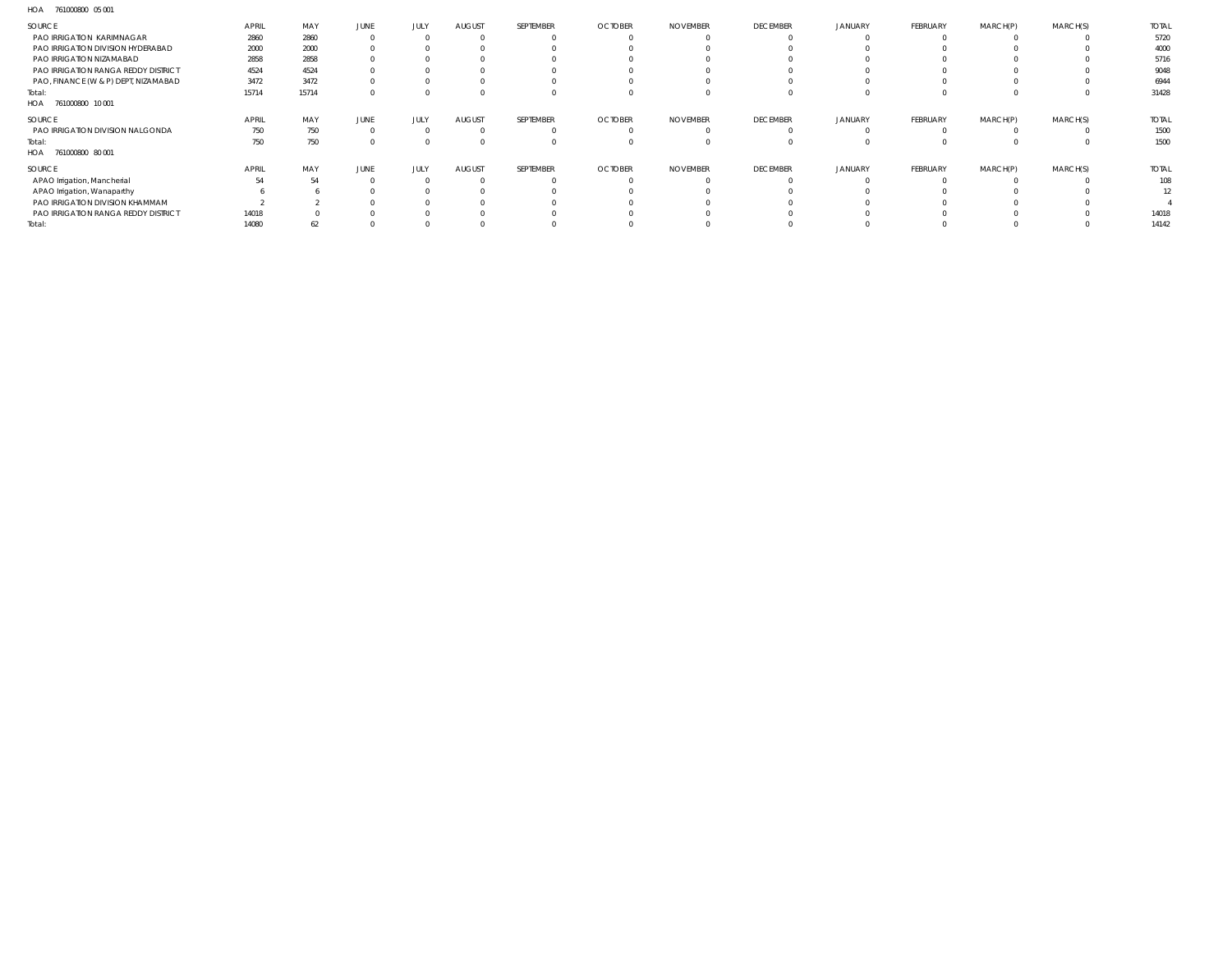HOA 761000800 05 001

| SOURCE | APRIL | MAY | JUNE | JULY | AUGUST | SEPTEMBER | OCTOBER | NOVEMBER | DECEMBER | JANUARY | FEBRUARY | MARCH(P) | MARCH(S) | TOTAL |
|---|---|---|---|---|---|---|---|---|---|---|---|---|---|---|
| PAO IRRIGATION KARIMNAGAR | 2860 | 2860 | 0 | 0 | 0 | 0 | 0 | 0 | 0 | 0 | 0 | 0 | 0 | 5720 |
| PAO IRRIGATION DIVISION HYDERABAD | 2000 | 2000 | 0 | 0 | 0 | 0 | 0 | 0 | 0 | 0 | 0 | 0 | 0 | 4000 |
| PAO IRRIGATION NIZAMABAD | 2858 | 2858 | 0 | 0 | 0 | 0 | 0 | 0 | 0 | 0 | 0 | 0 | 0 | 5716 |
| PAO IRRIGATION RANGA REDDY DISTRICT | 4524 | 4524 | 0 | 0 | 0 | 0 | 0 | 0 | 0 | 0 | 0 | 0 | 0 | 9048 |
| PAO, FINANCE (W & P) DEPT, NIZAMABAD | 3472 | 3472 | 0 | 0 | 0 | 0 | 0 | 0 | 0 | 0 | 0 | 0 | 0 | 6944 |
| Total: | 15714 | 15714 | 0 | 0 | 0 | 0 | 0 | 0 | 0 | 0 | 0 | 0 | 0 | 31428 |

HOA 761000800 10 001

| SOURCE | APRIL | MAY | JUNE | JULY | AUGUST | SEPTEMBER | OCTOBER | NOVEMBER | DECEMBER | JANUARY | FEBRUARY | MARCH(P) | MARCH(S) | TOTAL |
|---|---|---|---|---|---|---|---|---|---|---|---|---|---|---|
| PAO IRRIGATION DIVISION NALGONDA | 750 | 750 | 0 | 0 | 0 | 0 | 0 | 0 | 0 | 0 | 0 | 0 | 0 | 1500 |
| Total: | 750 | 750 | 0 | 0 | 0 | 0 | 0 | 0 | 0 | 0 | 0 | 0 | 0 | 1500 |

HOA 761000800 80 001

| SOURCE | APRIL | MAY | JUNE | JULY | AUGUST | SEPTEMBER | OCTOBER | NOVEMBER | DECEMBER | JANUARY | FEBRUARY | MARCH(P) | MARCH(S) | TOTAL |
|---|---|---|---|---|---|---|---|---|---|---|---|---|---|---|
| APAO Irrigation, Mancherial | 54 | 54 | 0 | 0 | 0 | 0 | 0 | 0 | 0 | 0 | 0 | 0 | 0 | 108 |
| APAO Irrigation, Wanaparthy | 6 | 6 | 0 | 0 | 0 | 0 | 0 | 0 | 0 | 0 | 0 | 0 | 0 | 12 |
| PAO IRRIGATION DIVISION KHAMMAM | 2 | 2 | 0 | 0 | 0 | 0 | 0 | 0 | 0 | 0 | 0 | 0 | 0 | 4 |
| PAO IRRIGATION RANGA REDDY DISTRICT | 14018 | 0 | 0 | 0 | 0 | 0 | 0 | 0 | 0 | 0 | 0 | 0 | 0 | 14018 |
| Total: | 14080 | 62 | 0 | 0 | 0 | 0 | 0 | 0 | 0 | 0 | 0 | 0 | 0 | 14142 |